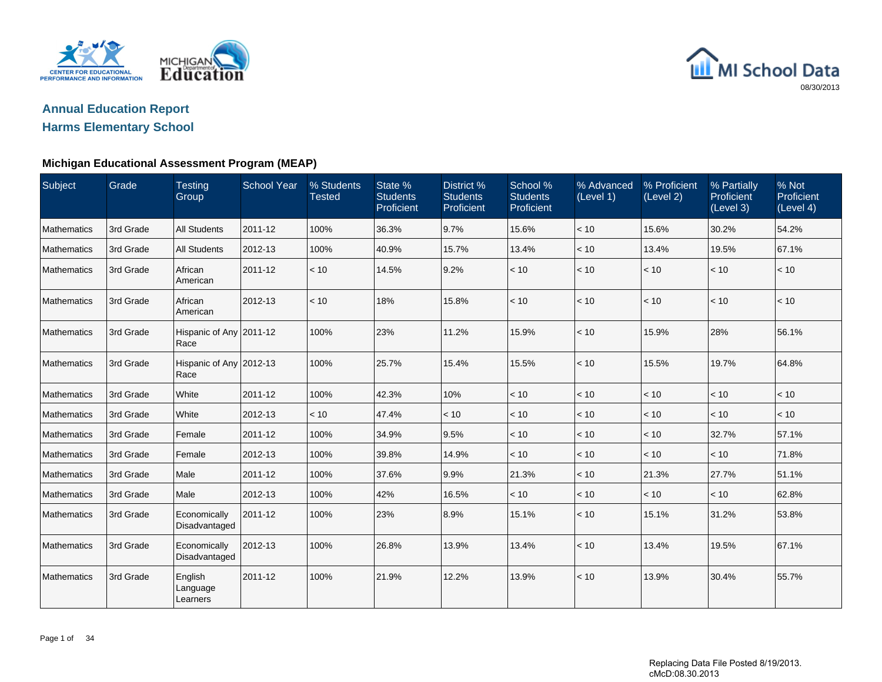CENTER FOR EDUCATIONAL PERFORMANCE AND INFORMATION

MICHIGAN Department of Education

MI School Data

08/30/2013

## Annual Education Report

## Harms Elementary School

### Michigan Educational Assessment Program (MEAP)

| Subject | Grade | Testing Group | School Year | % Students Tested | State % Students Proficient | District % Students Proficient | School % Students Proficient | % Advanced (Level 1) | % Proficient (Level 2) | % Partially Proficient (Level 3) | % Not Proficient (Level 4) |
|---|---|---|---|---|---|---|---|---|---|---|---|
| Mathematics | 3rd Grade | All Students | 2011-12 | 100% | 36.3% | 9.7% | 15.6% | < 10 | 15.6% | 30.2% | 54.2% |
| Mathematics | 3rd Grade | All Students | 2012-13 | 100% | 40.9% | 15.7% | 13.4% | < 10 | 13.4% | 19.5% | 67.1% |
| Mathematics | 3rd Grade | African American | 2011-12 | < 10 | 14.5% | 9.2% | < 10 | < 10 | < 10 | < 10 | < 10 |
| Mathematics | 3rd Grade | African American | 2012-13 | < 10 | 18% | 15.8% | < 10 | < 10 | < 10 | < 10 | < 10 |
| Mathematics | 3rd Grade | Hispanic of Any Race | 2011-12 | 100% | 23% | 11.2% | 15.9% | < 10 | 15.9% | 28% | 56.1% |
| Mathematics | 3rd Grade | Hispanic of Any Race | 2012-13 | 100% | 25.7% | 15.4% | 15.5% | < 10 | 15.5% | 19.7% | 64.8% |
| Mathematics | 3rd Grade | White | 2011-12 | 100% | 42.3% | 10% | < 10 | < 10 | < 10 | < 10 | < 10 |
| Mathematics | 3rd Grade | White | 2012-13 | < 10 | 47.4% | < 10 | < 10 | < 10 | < 10 | < 10 | < 10 |
| Mathematics | 3rd Grade | Female | 2011-12 | 100% | 34.9% | 9.5% | < 10 | < 10 | < 10 | 32.7% | 57.1% |
| Mathematics | 3rd Grade | Female | 2012-13 | 100% | 39.8% | 14.9% | < 10 | < 10 | < 10 | < 10 | 71.8% |
| Mathematics | 3rd Grade | Male | 2011-12 | 100% | 37.6% | 9.9% | 21.3% | < 10 | 21.3% | 27.7% | 51.1% |
| Mathematics | 3rd Grade | Male | 2012-13 | 100% | 42% | 16.5% | < 10 | < 10 | < 10 | < 10 | 62.8% |
| Mathematics | 3rd Grade | Economically Disadvantaged | 2011-12 | 100% | 23% | 8.9% | 15.1% | < 10 | 15.1% | 31.2% | 53.8% |
| Mathematics | 3rd Grade | Economically Disadvantaged | 2012-13 | 100% | 26.8% | 13.9% | 13.4% | < 10 | 13.4% | 19.5% | 67.1% |
| Mathematics | 3rd Grade | English Language Learners | 2011-12 | 100% | 21.9% | 12.2% | 13.9% | < 10 | 13.9% | 30.4% | 55.7% |

Replacing Data File Posted 8/19/2013.
cMcD:08.30.2013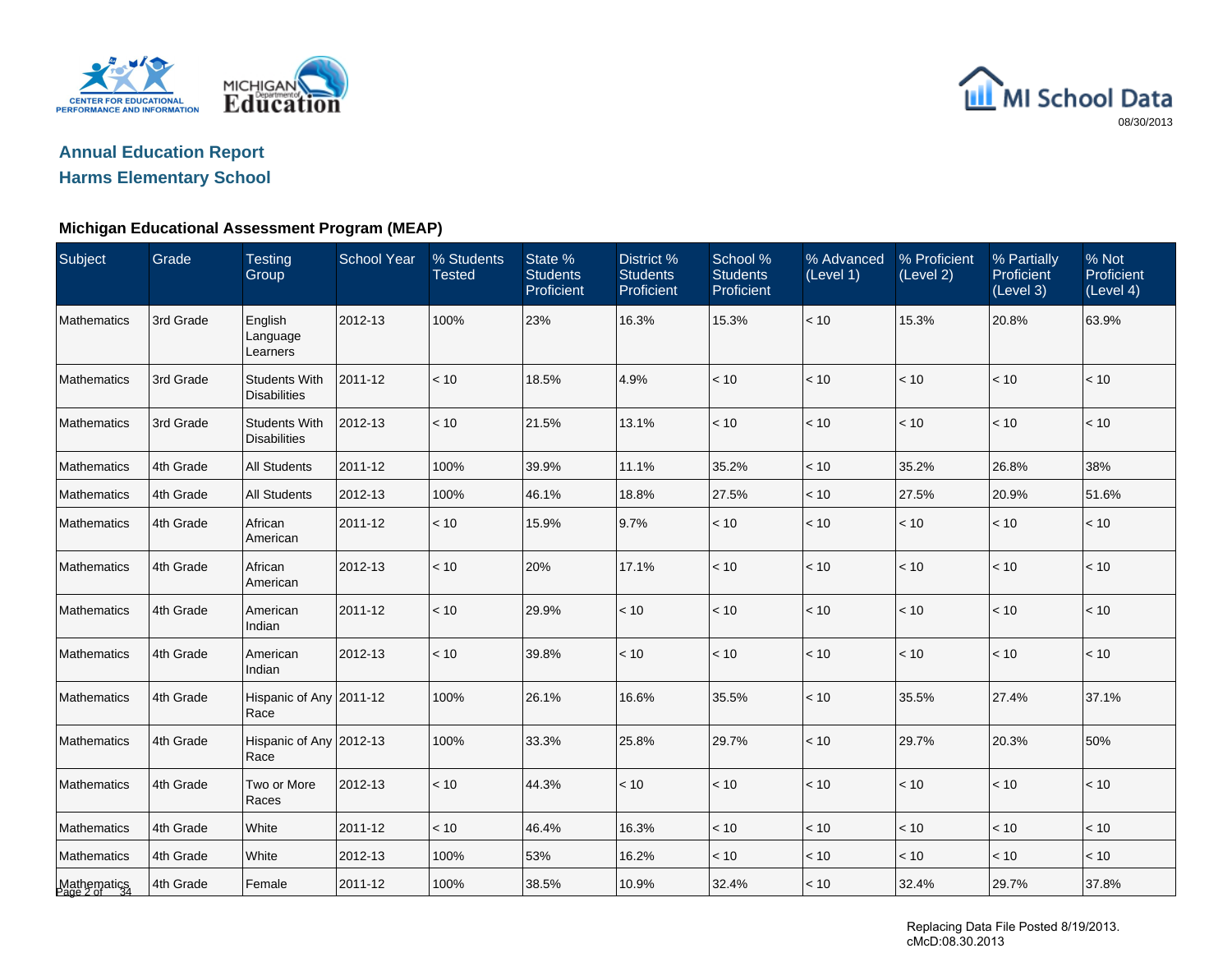## Annual Education Report
## Harms Elementary School

### Michigan Educational Assessment Program (MEAP)

| Subject | Grade | Testing Group | School Year | % Students Tested | State % Students Proficient | District % Students Proficient | School % Students Proficient | % Advanced (Level 1) | % Proficient (Level 2) | % Partially Proficient (Level 3) | % Not Proficient (Level 4) |
|---|---|---|---|---|---|---|---|---|---|---|---|
| Mathematics | 3rd Grade | English Language Learners | 2012-13 | 100% | 23% | 16.3% | 15.3% | < 10 | 15.3% | 20.8% | 63.9% |
| Mathematics | 3rd Grade | Students With Disabilities | 2011-12 | < 10 | 18.5% | 4.9% | < 10 | < 10 | < 10 | < 10 | < 10 |
| Mathematics | 3rd Grade | Students With Disabilities | 2012-13 | < 10 | 21.5% | 13.1% | < 10 | < 10 | < 10 | < 10 | < 10 |
| Mathematics | 4th Grade | All Students | 2011-12 | 100% | 39.9% | 11.1% | 35.2% | < 10 | 35.2% | 26.8% | 38% |
| Mathematics | 4th Grade | All Students | 2012-13 | 100% | 46.1% | 18.8% | 27.5% | < 10 | 27.5% | 20.9% | 51.6% |
| Mathematics | 4th Grade | African American | 2011-12 | < 10 | 15.9% | 9.7% | < 10 | < 10 | < 10 | < 10 | < 10 |
| Mathematics | 4th Grade | African American | 2012-13 | < 10 | 20% | 17.1% | < 10 | < 10 | < 10 | < 10 | < 10 |
| Mathematics | 4th Grade | American Indian | 2011-12 | < 10 | 29.9% | < 10 | < 10 | < 10 | < 10 | < 10 | < 10 |
| Mathematics | 4th Grade | American Indian | 2012-13 | < 10 | 39.8% | < 10 | < 10 | < 10 | < 10 | < 10 | < 10 |
| Mathematics | 4th Grade | Hispanic of Any Race | 2011-12 | 100% | 26.1% | 16.6% | 35.5% | < 10 | 35.5% | 27.4% | 37.1% |
| Mathematics | 4th Grade | Hispanic of Any Race | 2012-13 | 100% | 33.3% | 25.8% | 29.7% | < 10 | 29.7% | 20.3% | 50% |
| Mathematics | 4th Grade | Two or More Races | 2012-13 | < 10 | 44.3% | < 10 | < 10 | < 10 | < 10 | < 10 | < 10 |
| Mathematics | 4th Grade | White | 2011-12 | < 10 | 46.4% | 16.3% | < 10 | < 10 | < 10 | < 10 | < 10 |
| Mathematics | 4th Grade | White | 2012-13 | 100% | 53% | 16.2% | < 10 | < 10 | < 10 | < 10 | < 10 |
| Mathematics | 4th Grade | Female | 2011-12 | 100% | 38.5% | 10.9% | 32.4% | < 10 | 32.4% | 29.7% | 37.8% |

Replacing Data File Posted 8/19/2013.
cMcD:08.30.2013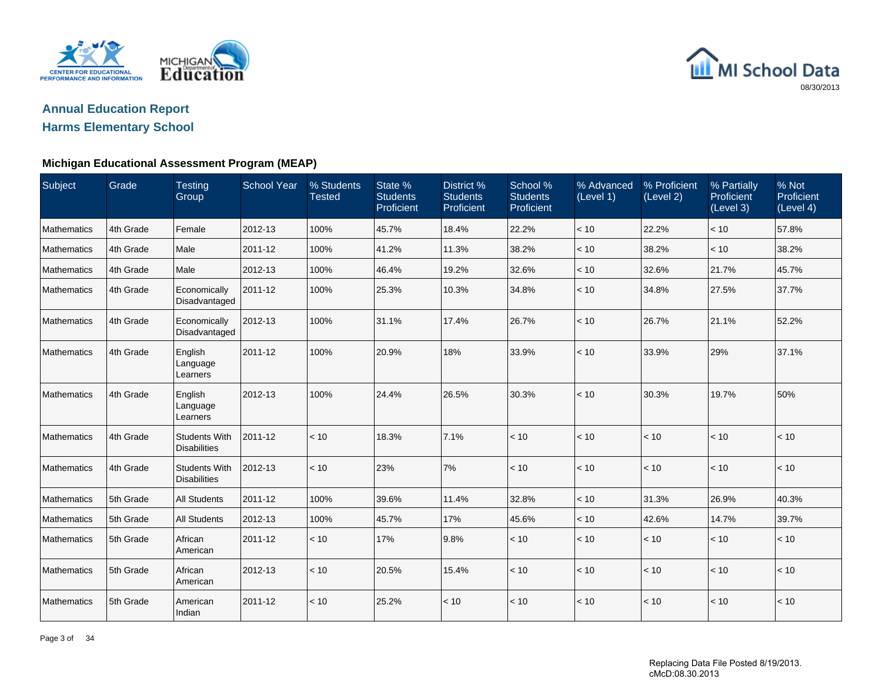# Annual Education Report

## Harms Elementary School

### Michigan Educational Assessment Program (MEAP)

| Subject | Grade | Testing Group | School Year | % Students Tested | State % Students Proficient | District % Students Proficient | School % Students Proficient | % Advanced (Level 1) | % Proficient (Level 2) | % Partially Proficient (Level 3) | % Not Proficient (Level 4) |
|---|---|---|---|---|---|---|---|---|---|---|---|
| Mathematics | 4th Grade | Female | 2012-13 | 100% | 45.7% | 18.4% | 22.2% | < 10 | 22.2% | < 10 | 57.8% |
| Mathematics | 4th Grade | Male | 2011-12 | 100% | 41.2% | 11.3% | 38.2% | < 10 | 38.2% | < 10 | 38.2% |
| Mathematics | 4th Grade | Male | 2012-13 | 100% | 46.4% | 19.2% | 32.6% | < 10 | 32.6% | 21.7% | 45.7% |
| Mathematics | 4th Grade | Economically Disadvantaged | 2011-12 | 100% | 25.3% | 10.3% | 34.8% | < 10 | 34.8% | 27.5% | 37.7% |
| Mathematics | 4th Grade | Economically Disadvantaged | 2012-13 | 100% | 31.1% | 17.4% | 26.7% | < 10 | 26.7% | 21.1% | 52.2% |
| Mathematics | 4th Grade | English Language Learners | 2011-12 | 100% | 20.9% | 18% | 33.9% | < 10 | 33.9% | 29% | 37.1% |
| Mathematics | 4th Grade | English Language Learners | 2012-13 | 100% | 24.4% | 26.5% | 30.3% | < 10 | 30.3% | 19.7% | 50% |
| Mathematics | 4th Grade | Students With Disabilities | 2011-12 | < 10 | 18.3% | 7.1% | < 10 | < 10 | < 10 | < 10 | < 10 |
| Mathematics | 4th Grade | Students With Disabilities | 2012-13 | < 10 | 23% | 7% | < 10 | < 10 | < 10 | < 10 | < 10 |
| Mathematics | 5th Grade | All Students | 2011-12 | 100% | 39.6% | 11.4% | 32.8% | < 10 | 31.3% | 26.9% | 40.3% |
| Mathematics | 5th Grade | All Students | 2012-13 | 100% | 45.7% | 17% | 45.6% | < 10 | 42.6% | 14.7% | 39.7% |
| Mathematics | 5th Grade | African American | 2011-12 | < 10 | 17% | 9.8% | < 10 | < 10 | < 10 | < 10 | < 10 |
| Mathematics | 5th Grade | African American | 2012-13 | < 10 | 20.5% | 15.4% | < 10 | < 10 | < 10 | < 10 | < 10 |
| Mathematics | 5th Grade | American Indian | 2011-12 | < 10 | 25.2% | < 10 | < 10 | < 10 | < 10 | < 10 | < 10 |

Replacing Data File Posted 8/19/2013.
cMcD:08.30.2013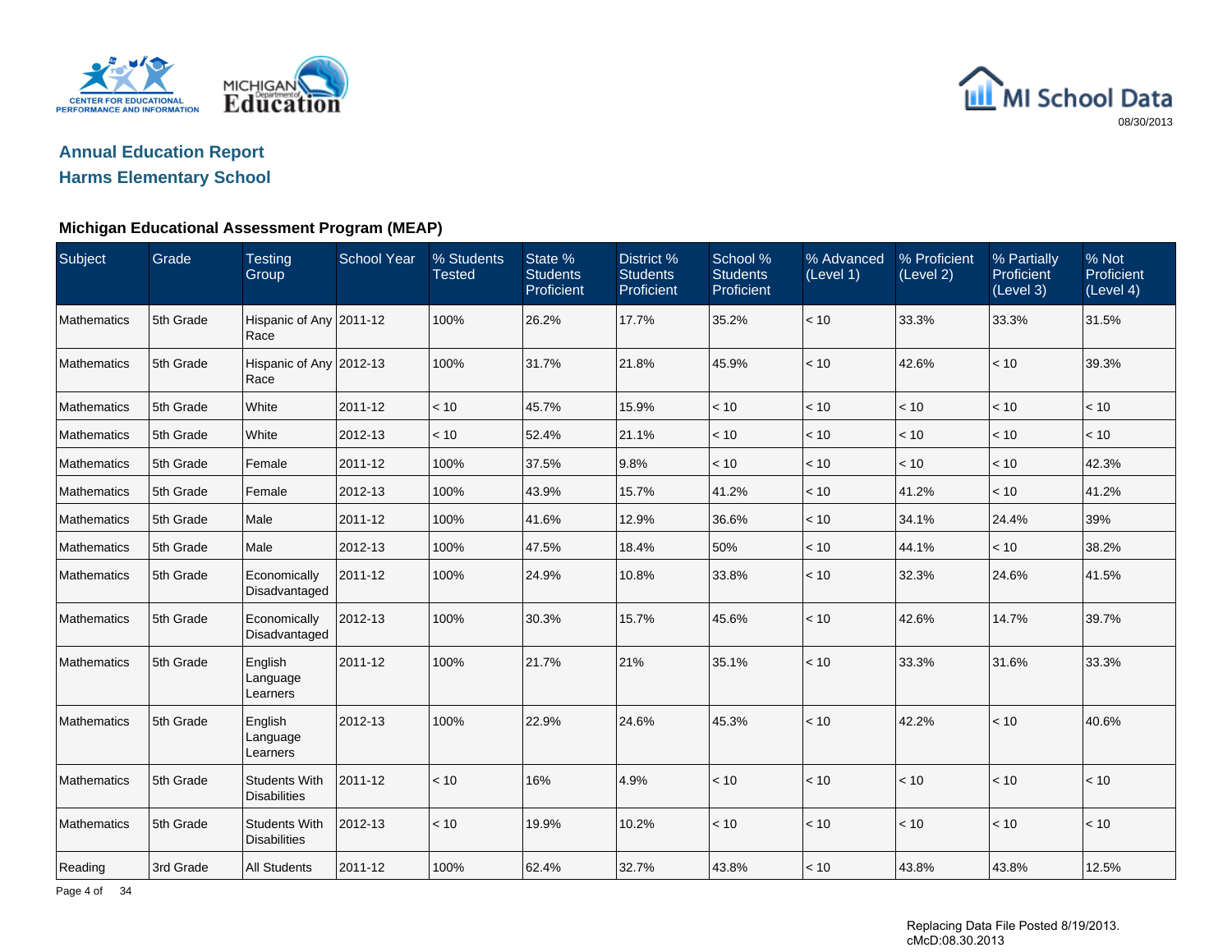# Annual Education Report

## Harms Elementary School

08/30/2013

### Michigan Educational Assessment Program (MEAP)

| Subject | Grade | Testing Group | School Year | % Students Tested | State % Students Proficient | District % Students Proficient | School % Students Proficient | % Advanced (Level 1) | % Proficient (Level 2) | % Partially Proficient (Level 3) | % Not Proficient (Level 4) |
|---|---|---|---|---|---|---|---|---|---|---|---|
| Mathematics | 5th Grade | Hispanic of Any Race | 2011-12 | 100% | 26.2% | 17.7% | 35.2% | < 10 | 33.3% | 33.3% | 31.5% |
| Mathematics | 5th Grade | Hispanic of Any Race | 2012-13 | 100% | 31.7% | 21.8% | 45.9% | < 10 | 42.6% | < 10 | 39.3% |
| Mathematics | 5th Grade | White | 2011-12 | < 10 | 45.7% | 15.9% | < 10 | < 10 | < 10 | < 10 | < 10 |
| Mathematics | 5th Grade | White | 2012-13 | < 10 | 52.4% | 21.1% | < 10 | < 10 | < 10 | < 10 | < 10 |
| Mathematics | 5th Grade | Female | 2011-12 | 100% | 37.5% | 9.8% | < 10 | < 10 | < 10 | < 10 | 42.3% |
| Mathematics | 5th Grade | Female | 2012-13 | 100% | 43.9% | 15.7% | 41.2% | < 10 | 41.2% | < 10 | 41.2% |
| Mathematics | 5th Grade | Male | 2011-12 | 100% | 41.6% | 12.9% | 36.6% | < 10 | 34.1% | 24.4% | 39% |
| Mathematics | 5th Grade | Male | 2012-13 | 100% | 47.5% | 18.4% | 50% | < 10 | 44.1% | < 10 | 38.2% |
| Mathematics | 5th Grade | Economically Disadvantaged | 2011-12 | 100% | 24.9% | 10.8% | 33.8% | < 10 | 32.3% | 24.6% | 41.5% |
| Mathematics | 5th Grade | Economically Disadvantaged | 2012-13 | 100% | 30.3% | 15.7% | 45.6% | < 10 | 42.6% | 14.7% | 39.7% |
| Mathematics | 5th Grade | English Language Learners | 2011-12 | 100% | 21.7% | 21% | 35.1% | < 10 | 33.3% | 31.6% | 33.3% |
| Mathematics | 5th Grade | English Language Learners | 2012-13 | 100% | 22.9% | 24.6% | 45.3% | < 10 | 42.2% | < 10 | 40.6% |
| Mathematics | 5th Grade | Students With Disabilities | 2011-12 | < 10 | 16% | 4.9% | < 10 | < 10 | < 10 | < 10 | < 10 |
| Mathematics | 5th Grade | Students With Disabilities | 2012-13 | < 10 | 19.9% | 10.2% | < 10 | < 10 | < 10 | < 10 | < 10 |
| Reading | 3rd Grade | All Students | 2011-12 | 100% | 62.4% | 32.7% | 43.8% | < 10 | 43.8% | 43.8% | 12.5% |

Replacing Data File Posted 8/19/2013.
cMcD:08.30.2013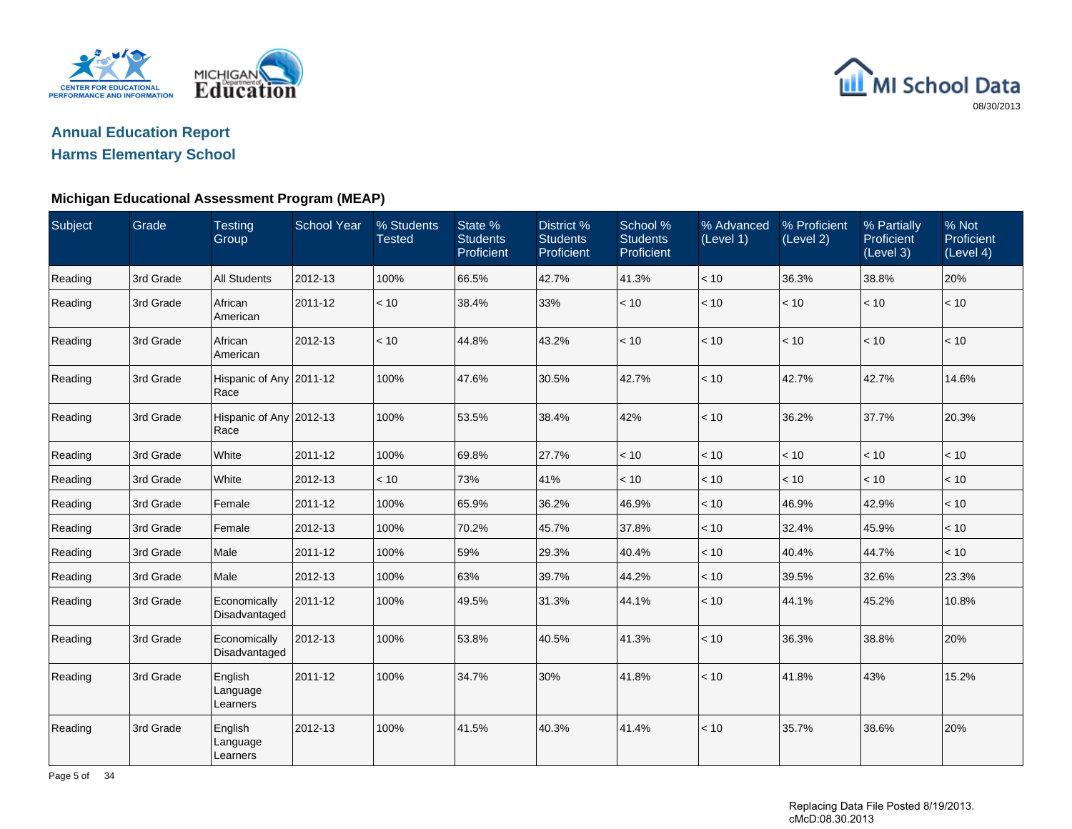# Annual Education Report

## Harms Elementary School

08/30/2013

### Michigan Educational Assessment Program (MEAP)

| Subject | Grade | Testing Group | School Year | % Students Tested | State % Students Proficient | District % Students Proficient | School % Students Proficient | % Advanced (Level 1) | % Proficient (Level 2) | % Partially Proficient (Level 3) | % Not Proficient (Level 4) |
|---|---|---|---|---|---|---|---|---|---|---|---|
| Reading | 3rd Grade | All Students | 2012-13 | 100% | 66.5% | 42.7% | 41.3% | < 10 | 36.3% | 38.8% | 20% |
| Reading | 3rd Grade | African American | 2011-12 | < 10 | 38.4% | 33% | < 10 | < 10 | < 10 | < 10 | < 10 |
| Reading | 3rd Grade | African American | 2012-13 | < 10 | 44.8% | 43.2% | < 10 | < 10 | < 10 | < 10 | < 10 |
| Reading | 3rd Grade | Hispanic of Any Race | 2011-12 | 100% | 47.6% | 30.5% | 42.7% | < 10 | 42.7% | 42.7% | 14.6% |
| Reading | 3rd Grade | Hispanic of Any Race | 2012-13 | 100% | 53.5% | 38.4% | 42% | < 10 | 36.2% | 37.7% | 20.3% |
| Reading | 3rd Grade | White | 2011-12 | 100% | 69.8% | 27.7% | < 10 | < 10 | < 10 | < 10 | < 10 |
| Reading | 3rd Grade | White | 2012-13 | < 10 | 73% | 41% | < 10 | < 10 | < 10 | < 10 | < 10 |
| Reading | 3rd Grade | Female | 2011-12 | 100% | 65.9% | 36.2% | 46.9% | < 10 | 46.9% | 42.9% | < 10 |
| Reading | 3rd Grade | Female | 2012-13 | 100% | 70.2% | 45.7% | 37.8% | < 10 | 32.4% | 45.9% | < 10 |
| Reading | 3rd Grade | Male | 2011-12 | 100% | 59% | 29.3% | 40.4% | < 10 | 40.4% | 44.7% | < 10 |
| Reading | 3rd Grade | Male | 2012-13 | 100% | 63% | 39.7% | 44.2% | < 10 | 39.5% | 32.6% | 23.3% |
| Reading | 3rd Grade | Economically Disadvantaged | 2011-12 | 100% | 49.5% | 31.3% | 44.1% | < 10 | 44.1% | 45.2% | 10.8% |
| Reading | 3rd Grade | Economically Disadvantaged | 2012-13 | 100% | 53.8% | 40.5% | 41.3% | < 10 | 36.3% | 38.8% | 20% |
| Reading | 3rd Grade | English Language Learners | 2011-12 | 100% | 34.7% | 30% | 41.8% | < 10 | 41.8% | 43% | 15.2% |
| Reading | 3rd Grade | English Language Learners | 2012-13 | 100% | 41.5% | 40.3% | 41.4% | < 10 | 35.7% | 38.6% | 20% |

Replacing Data File Posted 8/19/2013.
cMcD:08.30.2013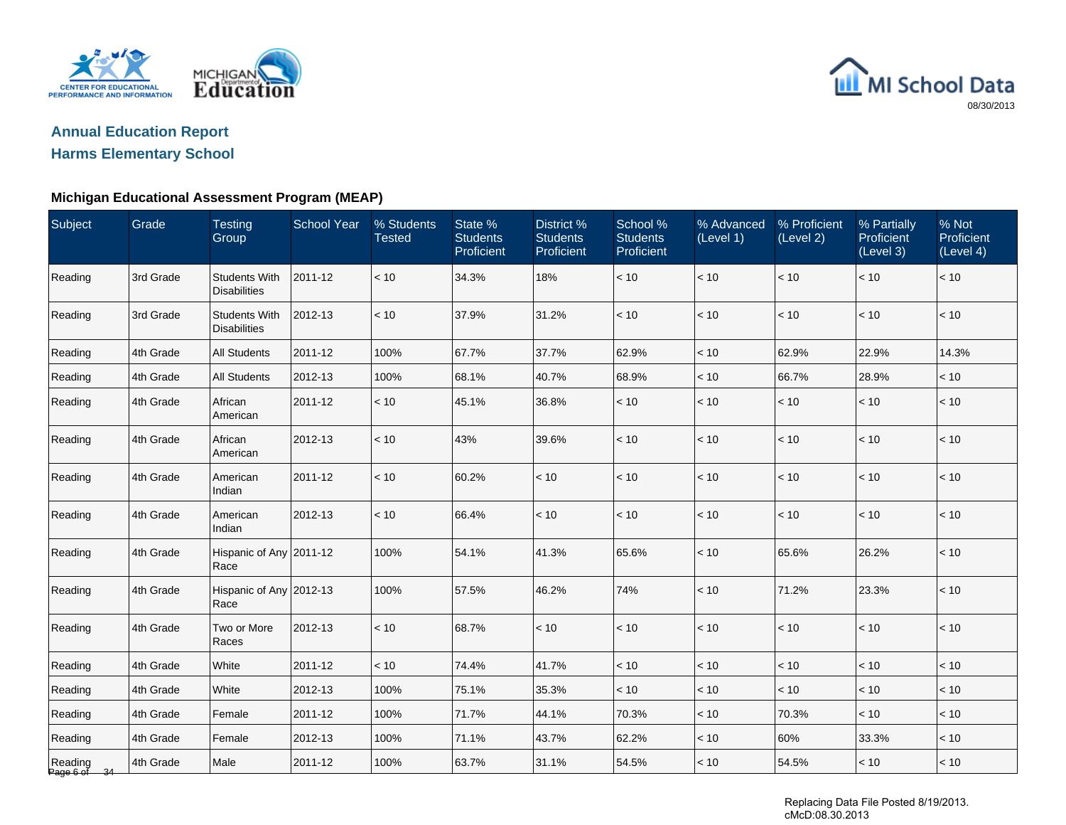## Annual Education Report

## Harms Elementary School

### Michigan Educational Assessment Program (MEAP)

| Subject | Grade | Testing Group | School Year | % Students Tested | State % Students Proficient | District % Students Proficient | School % Students Proficient | % Advanced (Level 1) | % Proficient (Level 2) | % Partially Proficient (Level 3) | % Not Proficient (Level 4) |
|---|---|---|---|---|---|---|---|---|---|---|---|
| Reading | 3rd Grade | Students With Disabilities | 2011-12 | < 10 | 34.3% | 18% | < 10 | < 10 | < 10 | < 10 | < 10 |
| Reading | 3rd Grade | Students With Disabilities | 2012-13 | < 10 | 37.9% | 31.2% | < 10 | < 10 | < 10 | < 10 | < 10 |
| Reading | 4th Grade | All Students | 2011-12 | 100% | 67.7% | 37.7% | 62.9% | < 10 | 62.9% | 22.9% | 14.3% |
| Reading | 4th Grade | All Students | 2012-13 | 100% | 68.1% | 40.7% | 68.9% | < 10 | 66.7% | 28.9% | < 10 |
| Reading | 4th Grade | African American | 2011-12 | < 10 | 45.1% | 36.8% | < 10 | < 10 | < 10 | < 10 | < 10 |
| Reading | 4th Grade | African American | 2012-13 | < 10 | 43% | 39.6% | < 10 | < 10 | < 10 | < 10 | < 10 |
| Reading | 4th Grade | American Indian | 2011-12 | < 10 | 60.2% | < 10 | < 10 | < 10 | < 10 | < 10 | < 10 |
| Reading | 4th Grade | American Indian | 2012-13 | < 10 | 66.4% | < 10 | < 10 | < 10 | < 10 | < 10 | < 10 |
| Reading | 4th Grade | Hispanic of Any Race | 2011-12 | 100% | 54.1% | 41.3% | 65.6% | < 10 | 65.6% | 26.2% | < 10 |
| Reading | 4th Grade | Hispanic of Any Race | 2012-13 | 100% | 57.5% | 46.2% | 74% | < 10 | 71.2% | 23.3% | < 10 |
| Reading | 4th Grade | Two or More Races | 2012-13 | < 10 | 68.7% | < 10 | < 10 | < 10 | < 10 | < 10 | < 10 |
| Reading | 4th Grade | White | 2011-12 | < 10 | 74.4% | 41.7% | < 10 | < 10 | < 10 | < 10 | < 10 |
| Reading | 4th Grade | White | 2012-13 | 100% | 75.1% | 35.3% | < 10 | < 10 | < 10 | < 10 | < 10 |
| Reading | 4th Grade | Female | 2011-12 | 100% | 71.7% | 44.1% | 70.3% | < 10 | 70.3% | < 10 | < 10 |
| Reading | 4th Grade | Female | 2012-13 | 100% | 71.1% | 43.7% | 62.2% | < 10 | 60% | 33.3% | < 10 |
| Reading | 4th Grade | Male | 2011-12 | 100% | 63.7% | 31.1% | 54.5% | < 10 | 54.5% | < 10 | < 10 |

Replacing Data File Posted 8/19/2013.
cMcD:08.30.2013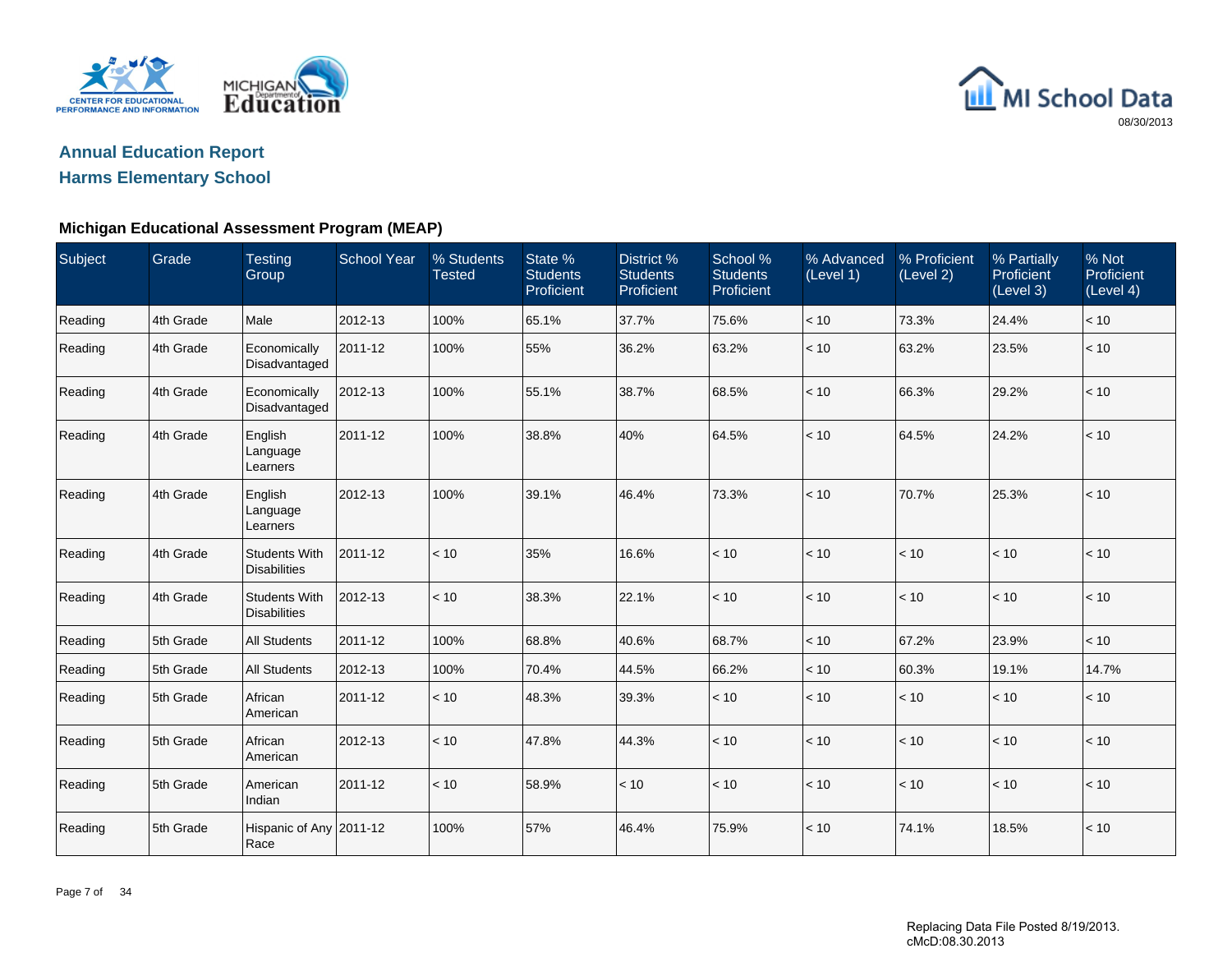## Annual Education Report

## Harms Elementary School

### Michigan Educational Assessment Program (MEAP)

| Subject | Grade | Testing Group | School Year | % Students Tested | State % Students Proficient | District % Students Proficient | School % Students Proficient | % Advanced (Level 1) | % Proficient (Level 2) | % Partially Proficient (Level 3) | % Not Proficient (Level 4) |
|---|---|---|---|---|---|---|---|---|---|---|---|
| Reading | 4th Grade | Male | 2012-13 | 100% | 65.1% | 37.7% | 75.6% | < 10 | 73.3% | 24.4% | < 10 |
| Reading | 4th Grade | Economically Disadvantaged | 2011-12 | 100% | 55% | 36.2% | 63.2% | < 10 | 63.2% | 23.5% | < 10 |
| Reading | 4th Grade | Economically Disadvantaged | 2012-13 | 100% | 55.1% | 38.7% | 68.5% | < 10 | 66.3% | 29.2% | < 10 |
| Reading | 4th Grade | English Language Learners | 2011-12 | 100% | 38.8% | 40% | 64.5% | < 10 | 64.5% | 24.2% | < 10 |
| Reading | 4th Grade | English Language Learners | 2012-13 | 100% | 39.1% | 46.4% | 73.3% | < 10 | 70.7% | 25.3% | < 10 |
| Reading | 4th Grade | Students With Disabilities | 2011-12 | < 10 | 35% | 16.6% | < 10 | < 10 | < 10 | < 10 | < 10 |
| Reading | 4th Grade | Students With Disabilities | 2012-13 | < 10 | 38.3% | 22.1% | < 10 | < 10 | < 10 | < 10 | < 10 |
| Reading | 5th Grade | All Students | 2011-12 | 100% | 68.8% | 40.6% | 68.7% | < 10 | 67.2% | 23.9% | < 10 |
| Reading | 5th Grade | All Students | 2012-13 | 100% | 70.4% | 44.5% | 66.2% | < 10 | 60.3% | 19.1% | 14.7% |
| Reading | 5th Grade | African American | 2011-12 | < 10 | 48.3% | 39.3% | < 10 | < 10 | < 10 | < 10 | < 10 |
| Reading | 5th Grade | African American | 2012-13 | < 10 | 47.8% | 44.3% | < 10 | < 10 | < 10 | < 10 | < 10 |
| Reading | 5th Grade | American Indian | 2011-12 | < 10 | 58.9% | < 10 | < 10 | < 10 | < 10 | < 10 | < 10 |
| Reading | 5th Grade | Hispanic of Any Race | 2011-12 | 100% | 57% | 46.4% | 75.9% | < 10 | 74.1% | 18.5% | < 10 |

Replacing Data File Posted 8/19/2013.
cMcD:08.30.2013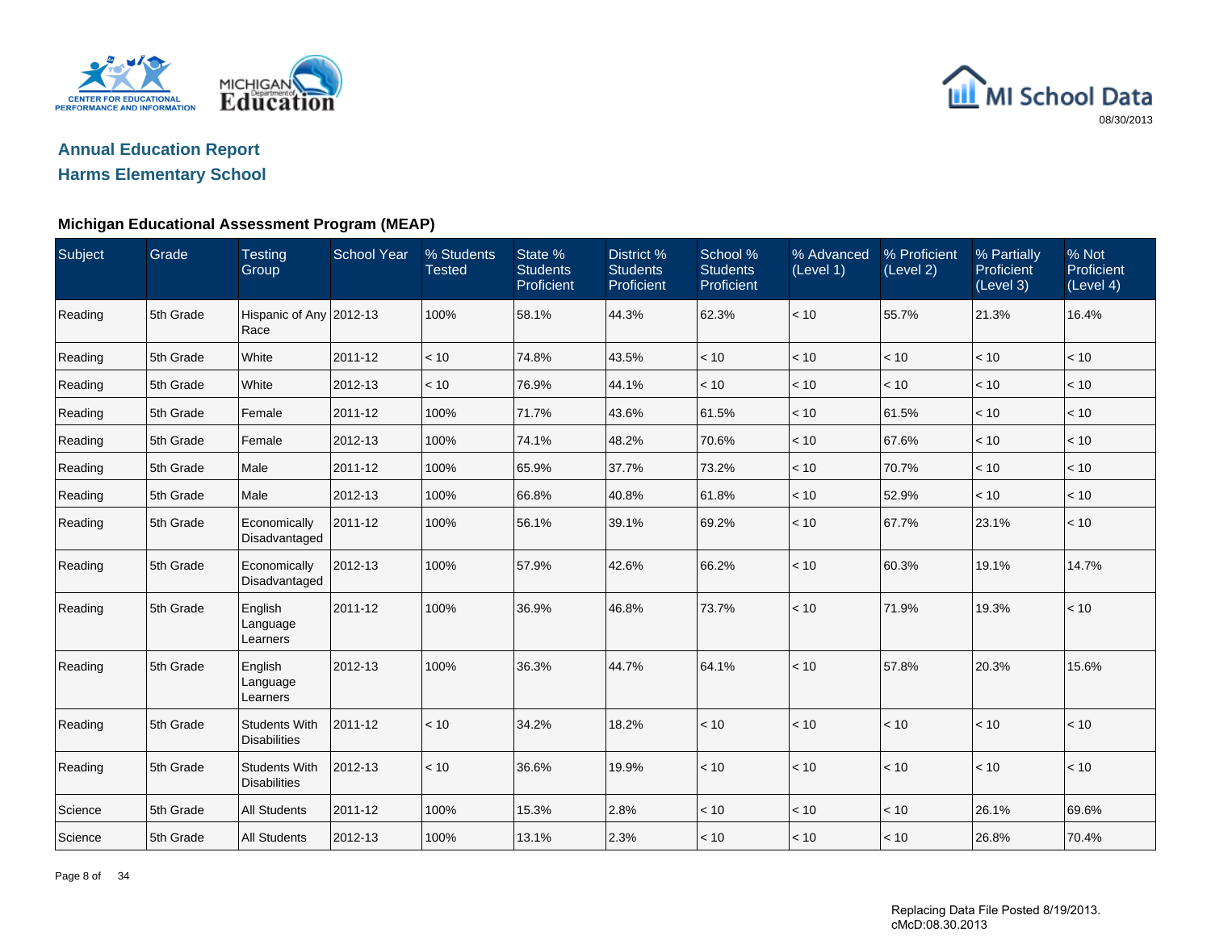## Annual Education Report

## Harms Elementary School

### Michigan Educational Assessment Program (MEAP)

| Subject | Grade | Testing Group | School Year | % Students Tested | State % Students Proficient | District % Students Proficient | School % Students Proficient | % Advanced (Level 1) | % Proficient (Level 2) | % Partially Proficient (Level 3) | % Not Proficient (Level 4) |
|---|---|---|---|---|---|---|---|---|---|---|---|
| Reading | 5th Grade | Hispanic of Any Race | 2012-13 | 100% | 58.1% | 44.3% | 62.3% | < 10 | 55.7% | 21.3% | 16.4% |
| Reading | 5th Grade | White | 2011-12 | < 10 | 74.8% | 43.5% | < 10 | < 10 | < 10 | < 10 | < 10 |
| Reading | 5th Grade | White | 2012-13 | < 10 | 76.9% | 44.1% | < 10 | < 10 | < 10 | < 10 | < 10 |
| Reading | 5th Grade | Female | 2011-12 | 100% | 71.7% | 43.6% | 61.5% | < 10 | 61.5% | < 10 | < 10 |
| Reading | 5th Grade | Female | 2012-13 | 100% | 74.1% | 48.2% | 70.6% | < 10 | 67.6% | < 10 | < 10 |
| Reading | 5th Grade | Male | 2011-12 | 100% | 65.9% | 37.7% | 73.2% | < 10 | 70.7% | < 10 | < 10 |
| Reading | 5th Grade | Male | 2012-13 | 100% | 66.8% | 40.8% | 61.8% | < 10 | 52.9% | < 10 | < 10 |
| Reading | 5th Grade | Economically Disadvantaged | 2011-12 | 100% | 56.1% | 39.1% | 69.2% | < 10 | 67.7% | 23.1% | < 10 |
| Reading | 5th Grade | Economically Disadvantaged | 2012-13 | 100% | 57.9% | 42.6% | 66.2% | < 10 | 60.3% | 19.1% | 14.7% |
| Reading | 5th Grade | English Language Learners | 2011-12 | 100% | 36.9% | 46.8% | 73.7% | < 10 | 71.9% | 19.3% | < 10 |
| Reading | 5th Grade | English Language Learners | 2012-13 | 100% | 36.3% | 44.7% | 64.1% | < 10 | 57.8% | 20.3% | 15.6% |
| Reading | 5th Grade | Students With Disabilities | 2011-12 | < 10 | 34.2% | 18.2% | < 10 | < 10 | < 10 | < 10 | < 10 |
| Reading | 5th Grade | Students With Disabilities | 2012-13 | < 10 | 36.6% | 19.9% | < 10 | < 10 | < 10 | < 10 | < 10 |
| Science | 5th Grade | All Students | 2011-12 | 100% | 15.3% | 2.8% | < 10 | < 10 | < 10 | 26.1% | 69.6% |
| Science | 5th Grade | All Students | 2012-13 | 100% | 13.1% | 2.3% | < 10 | < 10 | < 10 | 26.8% | 70.4% |

Replacing Data File Posted 8/19/2013.
cMcD:08.30.2013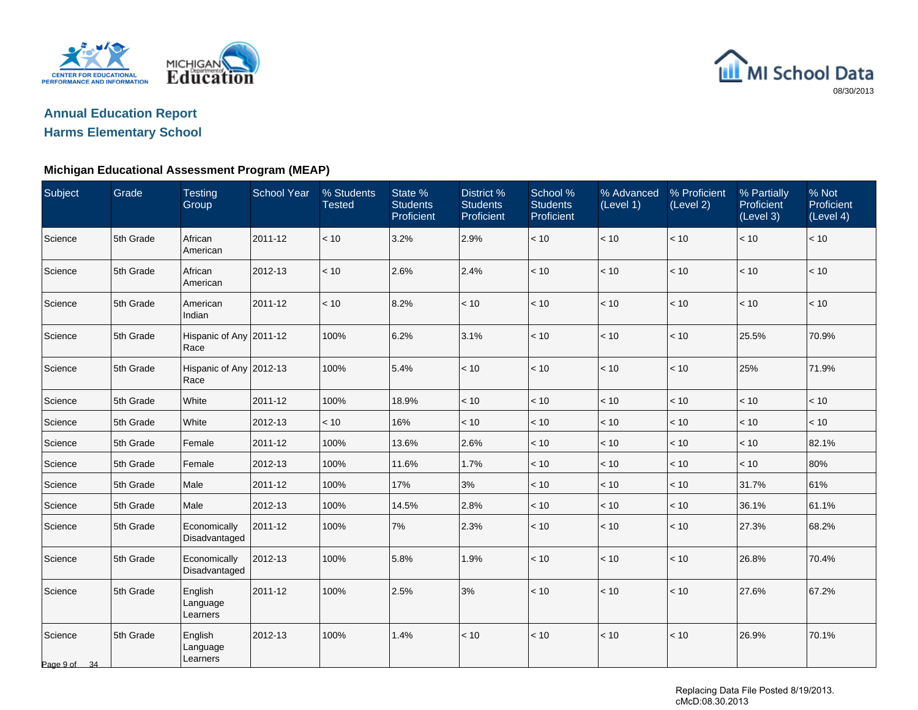# Annual Education Report

## Harms Elementary School

### Michigan Educational Assessment Program (MEAP)

| Subject | Grade | Testing Group | School Year | % Students Tested | State % Students Proficient | District % Students Proficient | School % Students Proficient | % Advanced (Level 1) | % Proficient (Level 2) | % Partially Proficient (Level 3) | % Not Proficient (Level 4) |
|---|---|---|---|---|---|---|---|---|---|---|---|
| Science | 5th Grade | African American | 2011-12 | < 10 | 3.2% | 2.9% | < 10 | < 10 | < 10 | < 10 | < 10 |
| Science | 5th Grade | African American | 2012-13 | < 10 | 2.6% | 2.4% | < 10 | < 10 | < 10 | < 10 | < 10 |
| Science | 5th Grade | American Indian | 2011-12 | < 10 | 8.2% | < 10 | < 10 | < 10 | < 10 | < 10 | < 10 |
| Science | 5th Grade | Hispanic of Any Race | 2011-12 | 100% | 6.2% | 3.1% | < 10 | < 10 | < 10 | 25.5% | 70.9% |
| Science | 5th Grade | Hispanic of Any Race | 2012-13 | 100% | 5.4% | < 10 | < 10 | < 10 | < 10 | 25% | 71.9% |
| Science | 5th Grade | White | 2011-12 | 100% | 18.9% | < 10 | < 10 | < 10 | < 10 | < 10 | < 10 |
| Science | 5th Grade | White | 2012-13 | < 10 | 16% | < 10 | < 10 | < 10 | < 10 | < 10 | < 10 |
| Science | 5th Grade | Female | 2011-12 | 100% | 13.6% | 2.6% | < 10 | < 10 | < 10 | < 10 | 82.1% |
| Science | 5th Grade | Female | 2012-13 | 100% | 11.6% | 1.7% | < 10 | < 10 | < 10 | < 10 | 80% |
| Science | 5th Grade | Male | 2011-12 | 100% | 17% | 3% | < 10 | < 10 | < 10 | 31.7% | 61% |
| Science | 5th Grade | Male | 2012-13 | 100% | 14.5% | 2.8% | < 10 | < 10 | < 10 | 36.1% | 61.1% |
| Science | 5th Grade | Economically Disadvantaged | 2011-12 | 100% | 7% | 2.3% | < 10 | < 10 | < 10 | 27.3% | 68.2% |
| Science | 5th Grade | Economically Disadvantaged | 2012-13 | 100% | 5.8% | 1.9% | < 10 | < 10 | < 10 | 26.8% | 70.4% |
| Science | 5th Grade | English Language Learners | 2011-12 | 100% | 2.5% | 3% | < 10 | < 10 | < 10 | 27.6% | 67.2% |
| Science | 5th Grade | English Language Learners | 2012-13 | 100% | 1.4% | < 10 | < 10 | < 10 | < 10 | 26.9% | 70.1% |

Replacing Data File Posted 8/19/2013.
cMcD:08.30.2013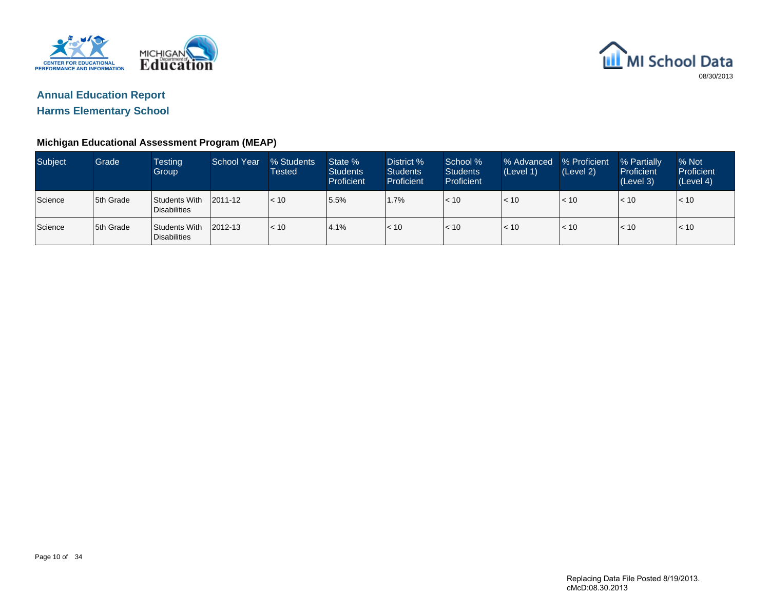## Annual Education Report

## Harms Elementary School

### Michigan Educational Assessment Program (MEAP)

| Subject | Grade | Testing Group | School Year | % Students Tested | State % Students Proficient | District % Students Proficient | School % Students Proficient | % Advanced (Level 1) | % Proficient (Level 2) | % Partially Proficient (Level 3) | % Not Proficient (Level 4) |
|---|---|---|---|---|---|---|---|---|---|---|---|
| Science | 5th Grade | Students With Disabilities | 2011-12 | < 10 | 5.5% | 1.7% | < 10 | < 10 | < 10 | < 10 | < 10 |
| Science | 5th Grade | Students With Disabilities | 2012-13 | < 10 | 4.1% | < 10 | < 10 | < 10 | < 10 | < 10 | < 10 |

Replacing Data File Posted 8/19/2013.
cMcD:08.30.2013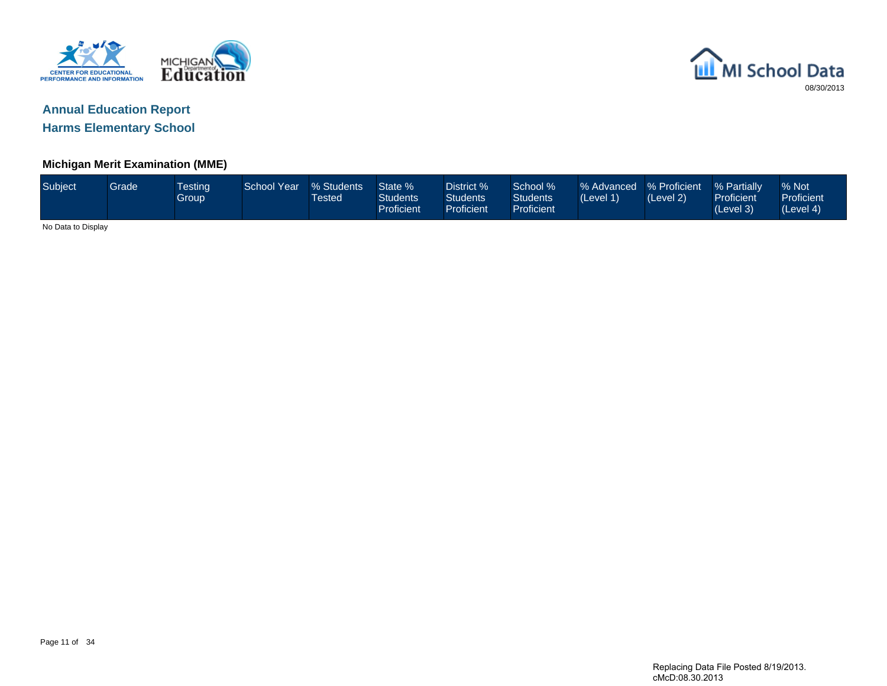# Annual Education Report

## Harms Elementary School

### Michigan Merit Examination (MME)

| Subject | Grade | Testing Group | School Year | % Students Tested | State % Students Proficient | District % Students Proficient | School % Students Proficient | % Advanced (Level 1) | % Proficient (Level 2) | % Partially Proficient (Level 3) | % Not Proficient (Level 4) |
|---|---|---|---|---|---|---|---|---|---|---|---|

No Data to Display

Replacing Data File Posted 8/19/2013.
cMcD:08.30.2013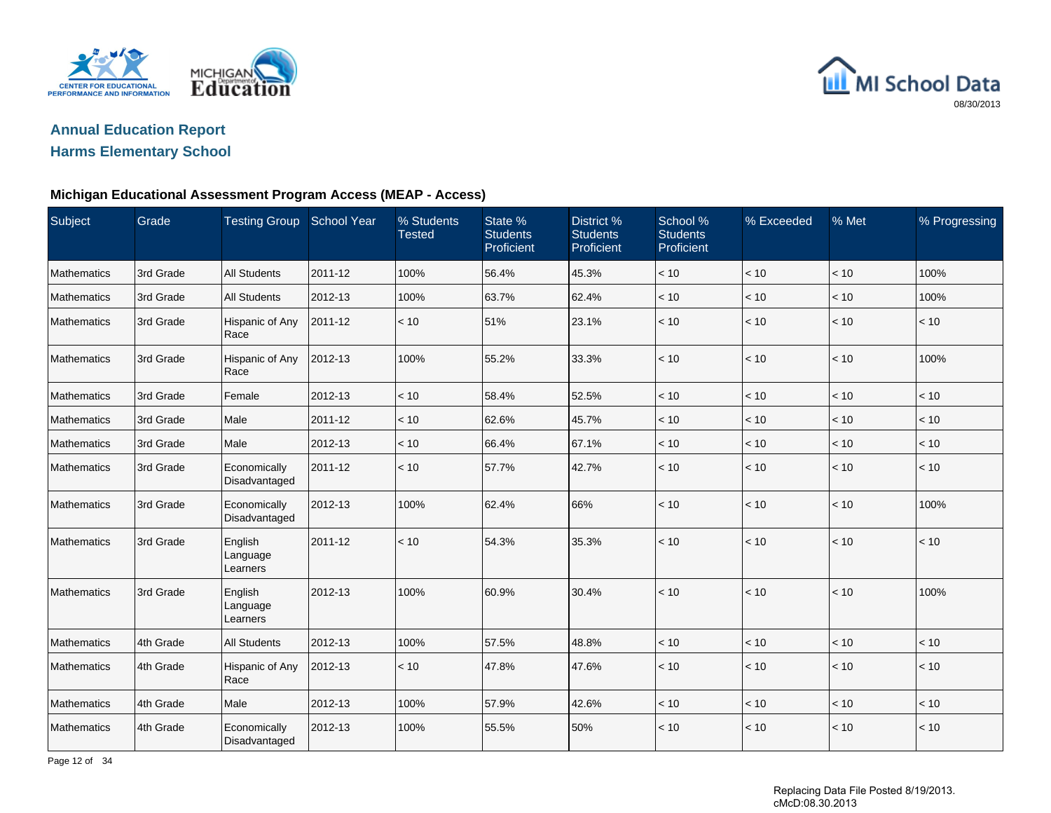## Annual Education Report

## Harms Elementary School

### Michigan Educational Assessment Program Access (MEAP - Access)

| Subject | Grade | Testing Group | School Year | % Students Tested | State % Students Proficient | District % Students Proficient | School % Students Proficient | % Exceeded | % Met | % Progressing |
|---|---|---|---|---|---|---|---|---|---|---|
| Mathematics | 3rd Grade | All Students | 2011-12 | 100% | 56.4% | 45.3% | < 10 | < 10 | < 10 | 100% |
| Mathematics | 3rd Grade | All Students | 2012-13 | 100% | 63.7% | 62.4% | < 10 | < 10 | < 10 | 100% |
| Mathematics | 3rd Grade | Hispanic of Any Race | 2011-12 | < 10 | 51% | 23.1% | < 10 | < 10 | < 10 | < 10 |
| Mathematics | 3rd Grade | Hispanic of Any Race | 2012-13 | 100% | 55.2% | 33.3% | < 10 | < 10 | < 10 | 100% |
| Mathematics | 3rd Grade | Female | 2012-13 | < 10 | 58.4% | 52.5% | < 10 | < 10 | < 10 | < 10 |
| Mathematics | 3rd Grade | Male | 2011-12 | < 10 | 62.6% | 45.7% | < 10 | < 10 | < 10 | < 10 |
| Mathematics | 3rd Grade | Male | 2012-13 | < 10 | 66.4% | 67.1% | < 10 | < 10 | < 10 | < 10 |
| Mathematics | 3rd Grade | Economically Disadvantaged | 2011-12 | < 10 | 57.7% | 42.7% | < 10 | < 10 | < 10 | < 10 |
| Mathematics | 3rd Grade | Economically Disadvantaged | 2012-13 | 100% | 62.4% | 66% | < 10 | < 10 | < 10 | 100% |
| Mathematics | 3rd Grade | English Language Learners | 2011-12 | < 10 | 54.3% | 35.3% | < 10 | < 10 | < 10 | < 10 |
| Mathematics | 3rd Grade | English Language Learners | 2012-13 | 100% | 60.9% | 30.4% | < 10 | < 10 | < 10 | 100% |
| Mathematics | 4th Grade | All Students | 2012-13 | 100% | 57.5% | 48.8% | < 10 | < 10 | < 10 | < 10 |
| Mathematics | 4th Grade | Hispanic of Any Race | 2012-13 | < 10 | 47.8% | 47.6% | < 10 | < 10 | < 10 | < 10 |
| Mathematics | 4th Grade | Male | 2012-13 | 100% | 57.9% | 42.6% | < 10 | < 10 | < 10 | < 10 |
| Mathematics | 4th Grade | Economically Disadvantaged | 2012-13 | 100% | 55.5% | 50% | < 10 | < 10 | < 10 | < 10 |

Replacing Data File Posted 8/19/2013.
cMcD:08.30.2013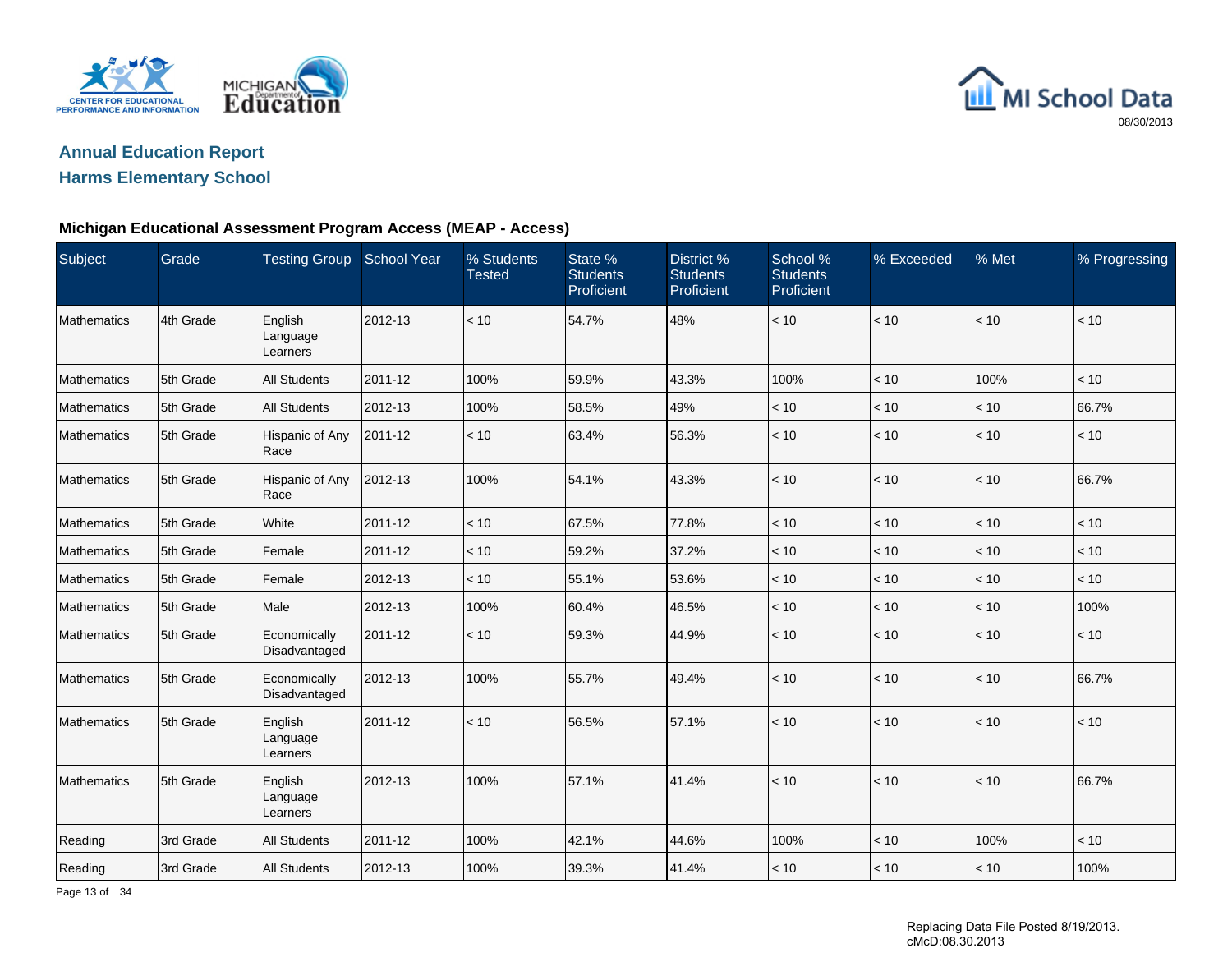# Annual Education Report

## Harms Elementary School

### Michigan Educational Assessment Program Access (MEAP - Access)

| Subject | Grade | Testing Group | School Year | % Students Tested | State % Students Proficient | District % Students Proficient | School % Students Proficient | % Exceeded | % Met | % Progressing |
|---|---|---|---|---|---|---|---|---|---|---|
| Mathematics | 4th Grade | English Language Learners | 2012-13 | < 10 | 54.7% | 48% | < 10 | < 10 | < 10 | < 10 |
| Mathematics | 5th Grade | All Students | 2011-12 | 100% | 59.9% | 43.3% | 100% | < 10 | 100% | < 10 |
| Mathematics | 5th Grade | All Students | 2012-13 | 100% | 58.5% | 49% | < 10 | < 10 | < 10 | 66.7% |
| Mathematics | 5th Grade | Hispanic of Any Race | 2011-12 | < 10 | 63.4% | 56.3% | < 10 | < 10 | < 10 | < 10 |
| Mathematics | 5th Grade | Hispanic of Any Race | 2012-13 | 100% | 54.1% | 43.3% | < 10 | < 10 | < 10 | 66.7% |
| Mathematics | 5th Grade | White | 2011-12 | < 10 | 67.5% | 77.8% | < 10 | < 10 | < 10 | < 10 |
| Mathematics | 5th Grade | Female | 2011-12 | < 10 | 59.2% | 37.2% | < 10 | < 10 | < 10 | < 10 |
| Mathematics | 5th Grade | Female | 2012-13 | < 10 | 55.1% | 53.6% | < 10 | < 10 | < 10 | < 10 |
| Mathematics | 5th Grade | Male | 2012-13 | 100% | 60.4% | 46.5% | < 10 | < 10 | < 10 | 100% |
| Mathematics | 5th Grade | Economically Disadvantaged | 2011-12 | < 10 | 59.3% | 44.9% | < 10 | < 10 | < 10 | < 10 |
| Mathematics | 5th Grade | Economically Disadvantaged | 2012-13 | 100% | 55.7% | 49.4% | < 10 | < 10 | < 10 | 66.7% |
| Mathematics | 5th Grade | English Language Learners | 2011-12 | < 10 | 56.5% | 57.1% | < 10 | < 10 | < 10 | < 10 |
| Mathematics | 5th Grade | English Language Learners | 2012-13 | 100% | 57.1% | 41.4% | < 10 | < 10 | < 10 | 66.7% |
| Reading | 3rd Grade | All Students | 2011-12 | 100% | 42.1% | 44.6% | 100% | < 10 | 100% | < 10 |
| Reading | 3rd Grade | All Students | 2012-13 | 100% | 39.3% | 41.4% | < 10 | < 10 | < 10 | 100% |

Replacing Data File Posted 8/19/2013.
cMcD:08.30.2013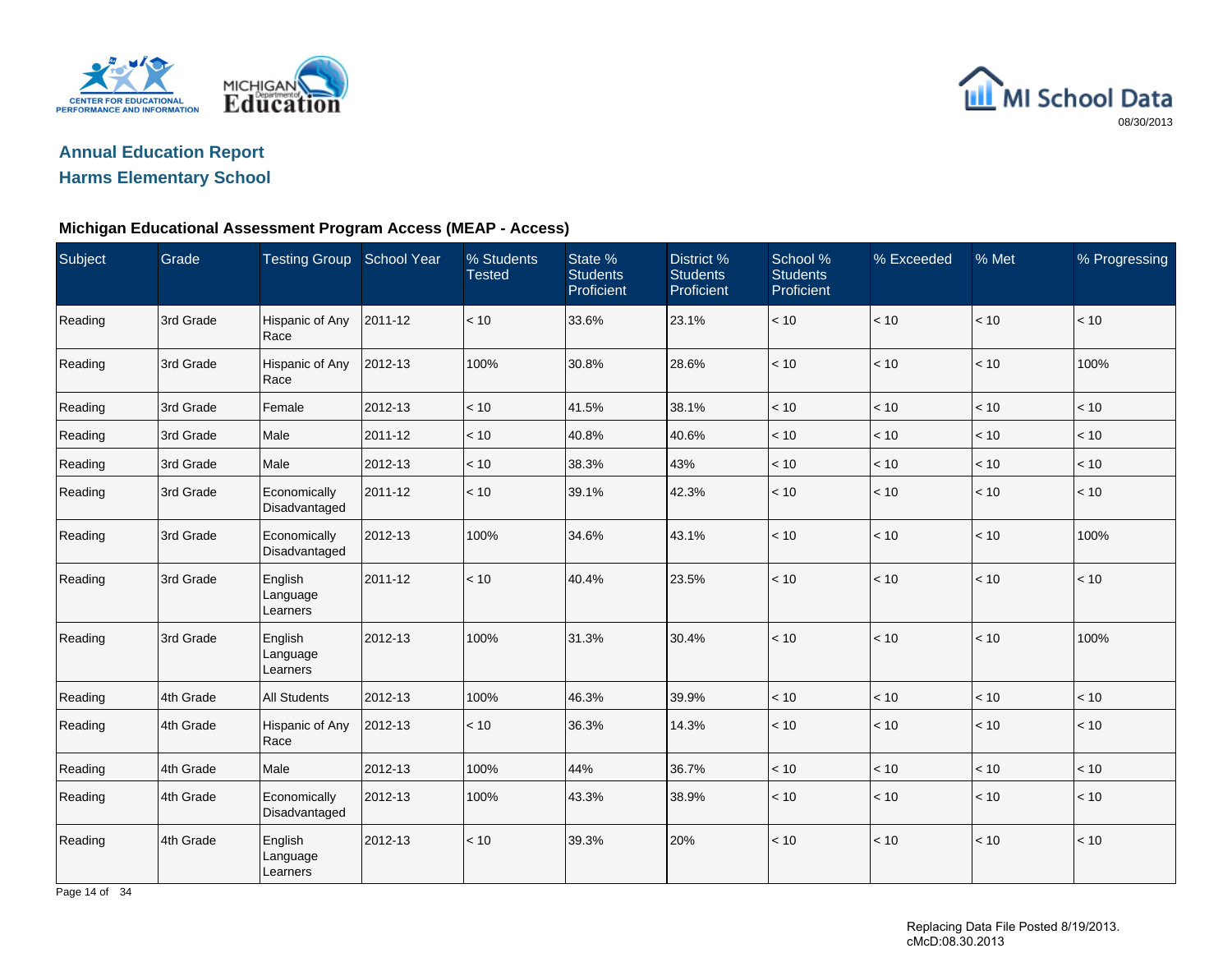# Annual Education Report
## Harms Elementary School

### Michigan Educational Assessment Program Access (MEAP - Access)

| Subject | Grade | Testing Group | School Year | % Students Tested | State % Students Proficient | District % Students Proficient | School % Students Proficient | % Exceeded | % Met | % Progressing |
|---|---|---|---|---|---|---|---|---|---|---|
| Reading | 3rd Grade | Hispanic of Any Race | 2011-12 | < 10 | 33.6% | 23.1% | < 10 | < 10 | < 10 | < 10 |
| Reading | 3rd Grade | Hispanic of Any Race | 2012-13 | 100% | 30.8% | 28.6% | < 10 | < 10 | < 10 | 100% |
| Reading | 3rd Grade | Female | 2012-13 | < 10 | 41.5% | 38.1% | < 10 | < 10 | < 10 | < 10 |
| Reading | 3rd Grade | Male | 2011-12 | < 10 | 40.8% | 40.6% | < 10 | < 10 | < 10 | < 10 |
| Reading | 3rd Grade | Male | 2012-13 | < 10 | 38.3% | 43% | < 10 | < 10 | < 10 | < 10 |
| Reading | 3rd Grade | Economically Disadvantaged | 2011-12 | < 10 | 39.1% | 42.3% | < 10 | < 10 | < 10 | < 10 |
| Reading | 3rd Grade | Economically Disadvantaged | 2012-13 | 100% | 34.6% | 43.1% | < 10 | < 10 | < 10 | 100% |
| Reading | 3rd Grade | English Language Learners | 2011-12 | < 10 | 40.4% | 23.5% | < 10 | < 10 | < 10 | < 10 |
| Reading | 3rd Grade | English Language Learners | 2012-13 | 100% | 31.3% | 30.4% | < 10 | < 10 | < 10 | 100% |
| Reading | 4th Grade | All Students | 2012-13 | 100% | 46.3% | 39.9% | < 10 | < 10 | < 10 | < 10 |
| Reading | 4th Grade | Hispanic of Any Race | 2012-13 | < 10 | 36.3% | 14.3% | < 10 | < 10 | < 10 | < 10 |
| Reading | 4th Grade | Male | 2012-13 | 100% | 44% | 36.7% | < 10 | < 10 | < 10 | < 10 |
| Reading | 4th Grade | Economically Disadvantaged | 2012-13 | 100% | 43.3% | 38.9% | < 10 | < 10 | < 10 | < 10 |
| Reading | 4th Grade | English Language Learners | 2012-13 | < 10 | 39.3% | 20% | < 10 | < 10 | < 10 | < 10 |

Replacing Data File Posted 8/19/2013.
cMcD:08.30.2013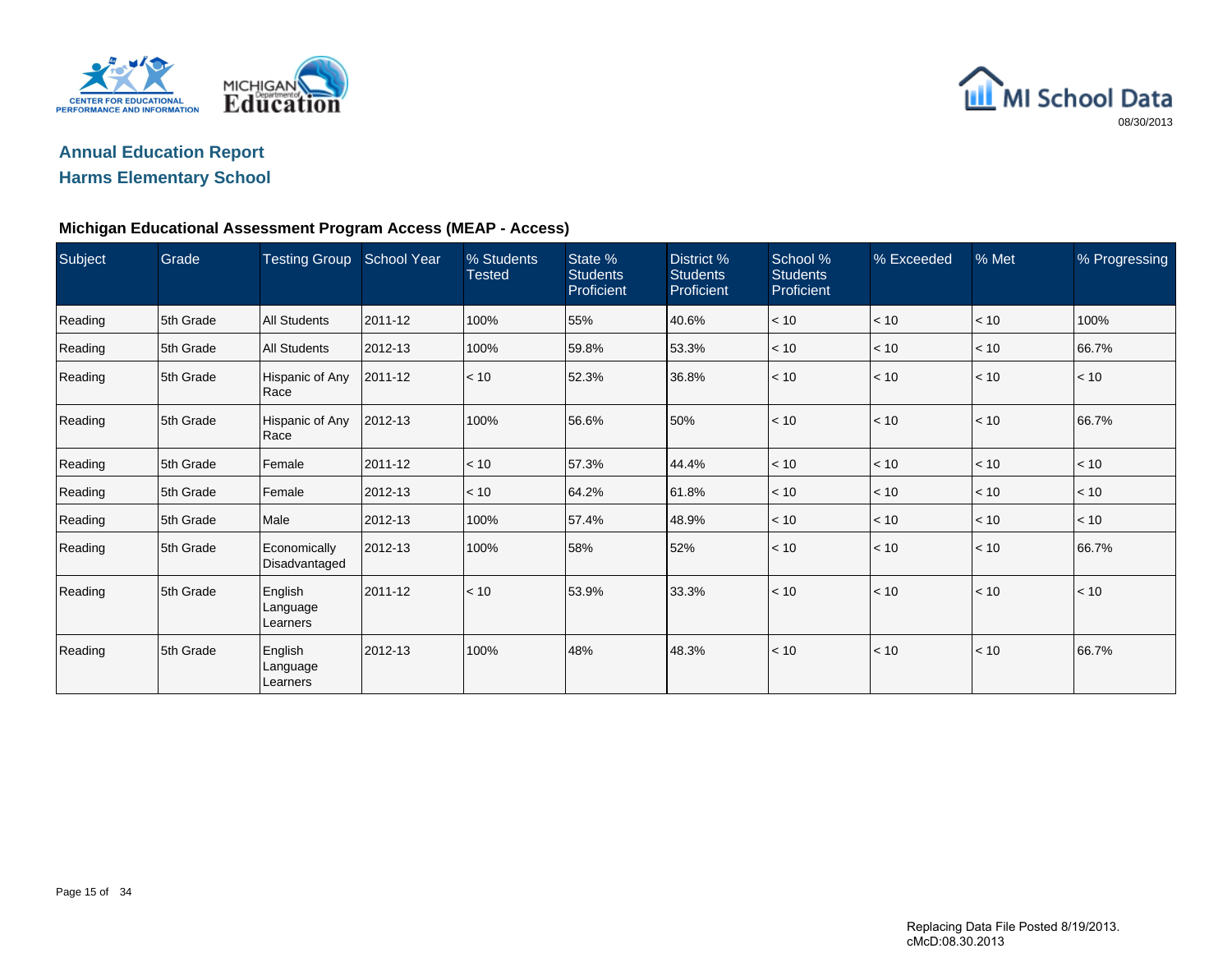## Annual Education Report

## Harms Elementary School

### Michigan Educational Assessment Program Access (MEAP - Access)

| Subject | Grade | Testing Group | School Year | % Students Tested | State % Students Proficient | District % Students Proficient | School % Students Proficient | % Exceeded | % Met | % Progressing |
|---|---|---|---|---|---|---|---|---|---|---|
| Reading | 5th Grade | All Students | 2011-12 | 100% | 55% | 40.6% | < 10 | < 10 | < 10 | 100% |
| Reading | 5th Grade | All Students | 2012-13 | 100% | 59.8% | 53.3% | < 10 | < 10 | < 10 | 66.7% |
| Reading | 5th Grade | Hispanic of Any Race | 2011-12 | < 10 | 52.3% | 36.8% | < 10 | < 10 | < 10 | < 10 |
| Reading | 5th Grade | Hispanic of Any Race | 2012-13 | 100% | 56.6% | 50% | < 10 | < 10 | < 10 | 66.7% |
| Reading | 5th Grade | Female | 2011-12 | < 10 | 57.3% | 44.4% | < 10 | < 10 | < 10 | < 10 |
| Reading | 5th Grade | Female | 2012-13 | < 10 | 64.2% | 61.8% | < 10 | < 10 | < 10 | < 10 |
| Reading | 5th Grade | Male | 2012-13 | 100% | 57.4% | 48.9% | < 10 | < 10 | < 10 | < 10 |
| Reading | 5th Grade | Economically Disadvantaged | 2012-13 | 100% | 58% | 52% | < 10 | < 10 | < 10 | 66.7% |
| Reading | 5th Grade | English Language Learners | 2011-12 | < 10 | 53.9% | 33.3% | < 10 | < 10 | < 10 | < 10 |
| Reading | 5th Grade | English Language Learners | 2012-13 | 100% | 48% | 48.3% | < 10 | < 10 | < 10 | 66.7% |

Replacing Data File Posted 8/19/2013.
cMcD:08.30.2013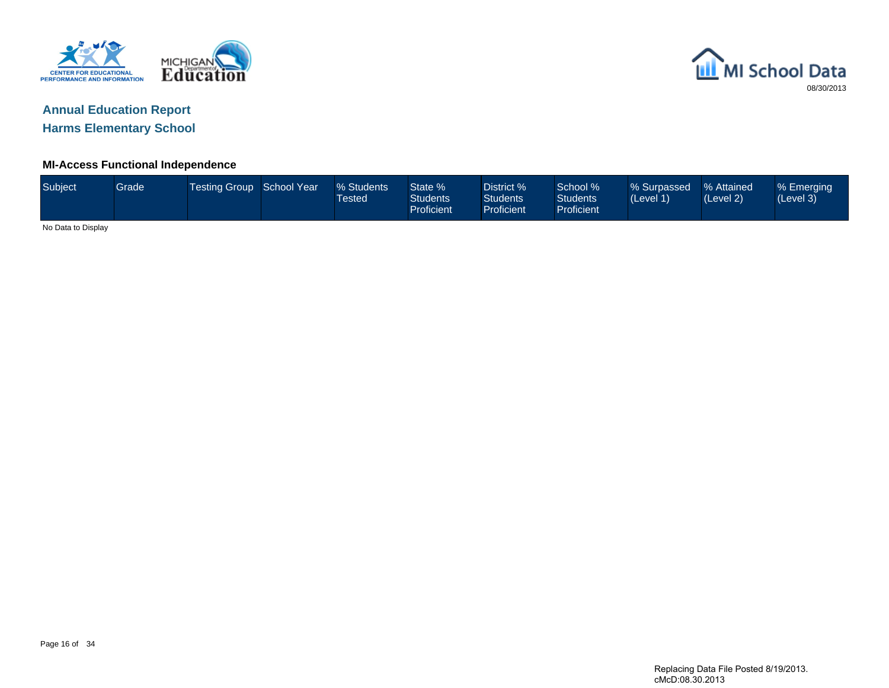## Annual Education Report

## Harms Elementary School

### MI-Access Functional Independence

| Subject | Grade | Testing Group | School Year | % Students Tested | State % Students Proficient | District % Students Proficient | School % Students Proficient | % Surpassed (Level 1) | % Attained (Level 2) | % Emerging (Level 3) |
|---|---|---|---|---|---|---|---|---|---|---|

No Data to Display

Replacing Data File Posted 8/19/2013.
cMcD:08.30.2013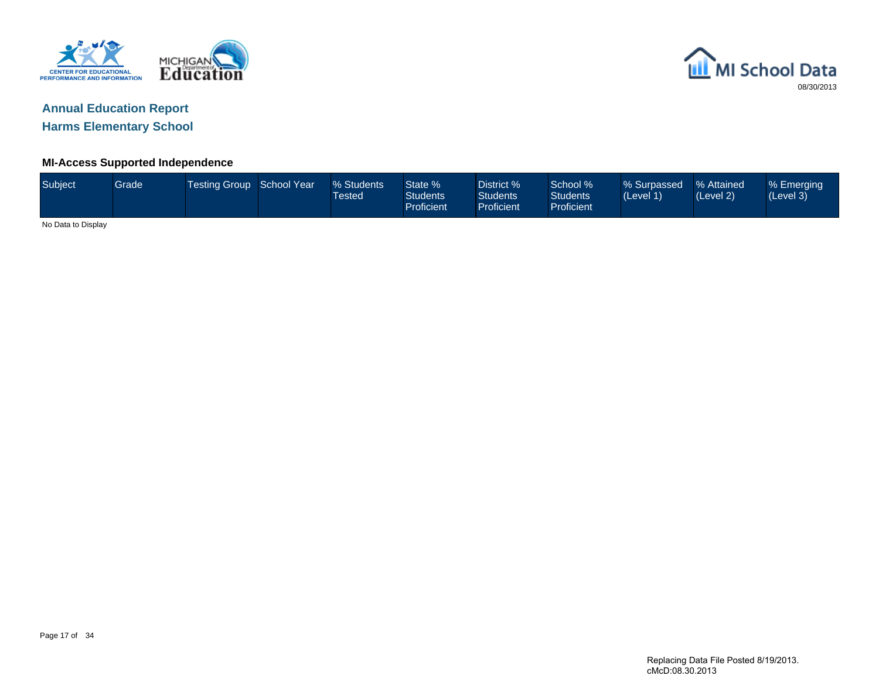## Annual Education Report

## Harms Elementary School

### MI-Access Supported Independence

| Subject | Grade | Testing Group | School Year | % Students Tested | State % Students Proficient | District % Students Proficient | School % Students Proficient | % Surpassed (Level 1) | % Attained (Level 2) | % Emerging (Level 3) |
|---|---|---|---|---|---|---|---|---|---|---|

No Data to Display

Replacing Data File Posted 8/19/2013.
cMcD:08.30.2013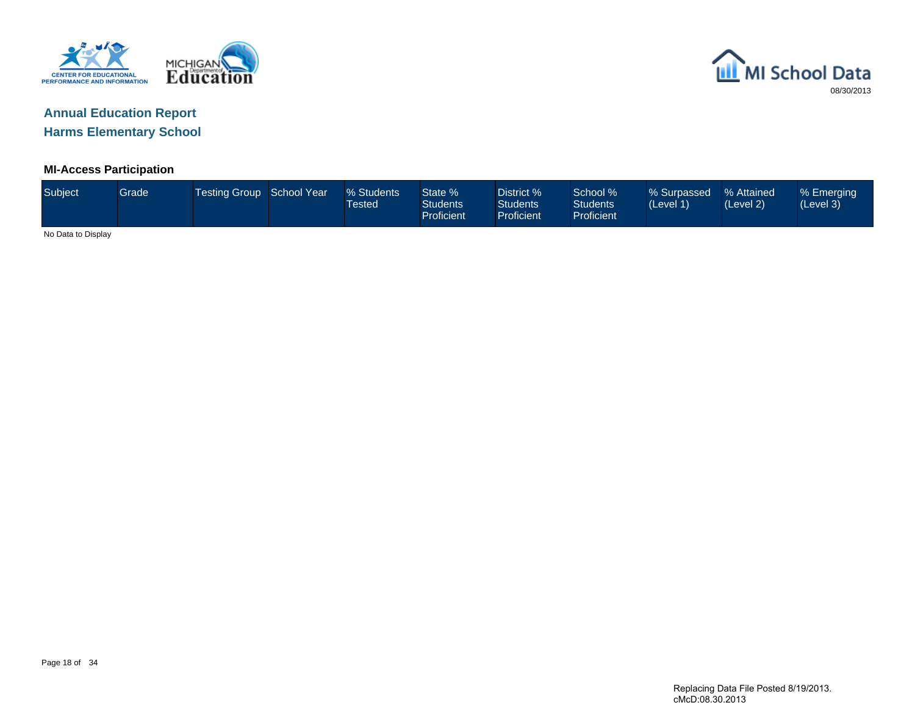# Annual Education Report

## Harms Elementary School

### MI-Access Participation

| Subject | Grade | Testing Group | School Year | % Students Tested | State % Students Proficient | District % Students Proficient | School % Students Proficient | % Surpassed (Level 1) | % Attained (Level 2) | % Emerging (Level 3) |
|---|---|---|---|---|---|---|---|---|---|---|

No Data to Display

Replacing Data File Posted 8/19/2013.
cMcD:08.30.2013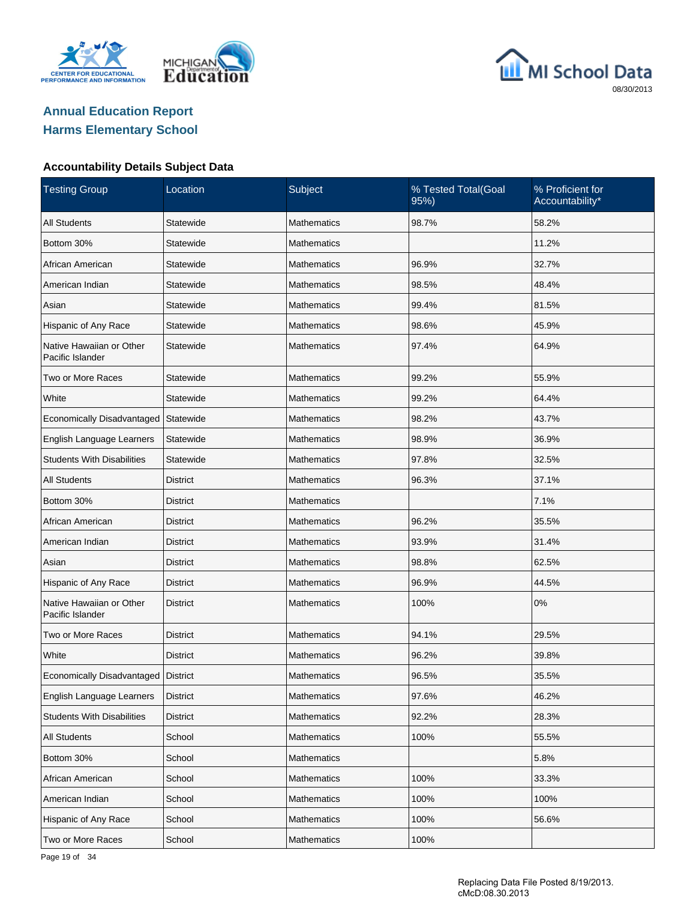## Annual Education Report
## Harms Elementary School

### Accountability Details Subject Data

| Testing Group | Location | Subject | % Tested Total(Goal 95%) | % Proficient for Accountability* |
|---|---|---|---|---|
| All Students | Statewide | Mathematics | 98.7% | 58.2% |
| Bottom 30% | Statewide | Mathematics | | 11.2% |
| African American | Statewide | Mathematics | 96.9% | 32.7% |
| American Indian | Statewide | Mathematics | 98.5% | 48.4% |
| Asian | Statewide | Mathematics | 99.4% | 81.5% |
| Hispanic of Any Race | Statewide | Mathematics | 98.6% | 45.9% |
| Native Hawaiian or Other Pacific Islander | Statewide | Mathematics | 97.4% | 64.9% |
| Two or More Races | Statewide | Mathematics | 99.2% | 55.9% |
| White | Statewide | Mathematics | 99.2% | 64.4% |
| Economically Disadvantaged | Statewide | Mathematics | 98.2% | 43.7% |
| English Language Learners | Statewide | Mathematics | 98.9% | 36.9% |
| Students With Disabilities | Statewide | Mathematics | 97.8% | 32.5% |
| All Students | District | Mathematics | 96.3% | 37.1% |
| Bottom 30% | District | Mathematics | | 7.1% |
| African American | District | Mathematics | 96.2% | 35.5% |
| American Indian | District | Mathematics | 93.9% | 31.4% |
| Asian | District | Mathematics | 98.8% | 62.5% |
| Hispanic of Any Race | District | Mathematics | 96.9% | 44.5% |
| Native Hawaiian or Other Pacific Islander | District | Mathematics | 100% | 0% |
| Two or More Races | District | Mathematics | 94.1% | 29.5% |
| White | District | Mathematics | 96.2% | 39.8% |
| Economically Disadvantaged | District | Mathematics | 96.5% | 35.5% |
| English Language Learners | District | Mathematics | 97.6% | 46.2% |
| Students With Disabilities | District | Mathematics | 92.2% | 28.3% |
| All Students | School | Mathematics | 100% | 55.5% |
| Bottom 30% | School | Mathematics | | 5.8% |
| African American | School | Mathematics | 100% | 33.3% |
| American Indian | School | Mathematics | 100% | 100% |
| Hispanic of Any Race | School | Mathematics | 100% | 56.6% |
| Two or More Races | School | Mathematics | 100% | |

Replacing Data File Posted 8/19/2013.
cMcD:08.30.2013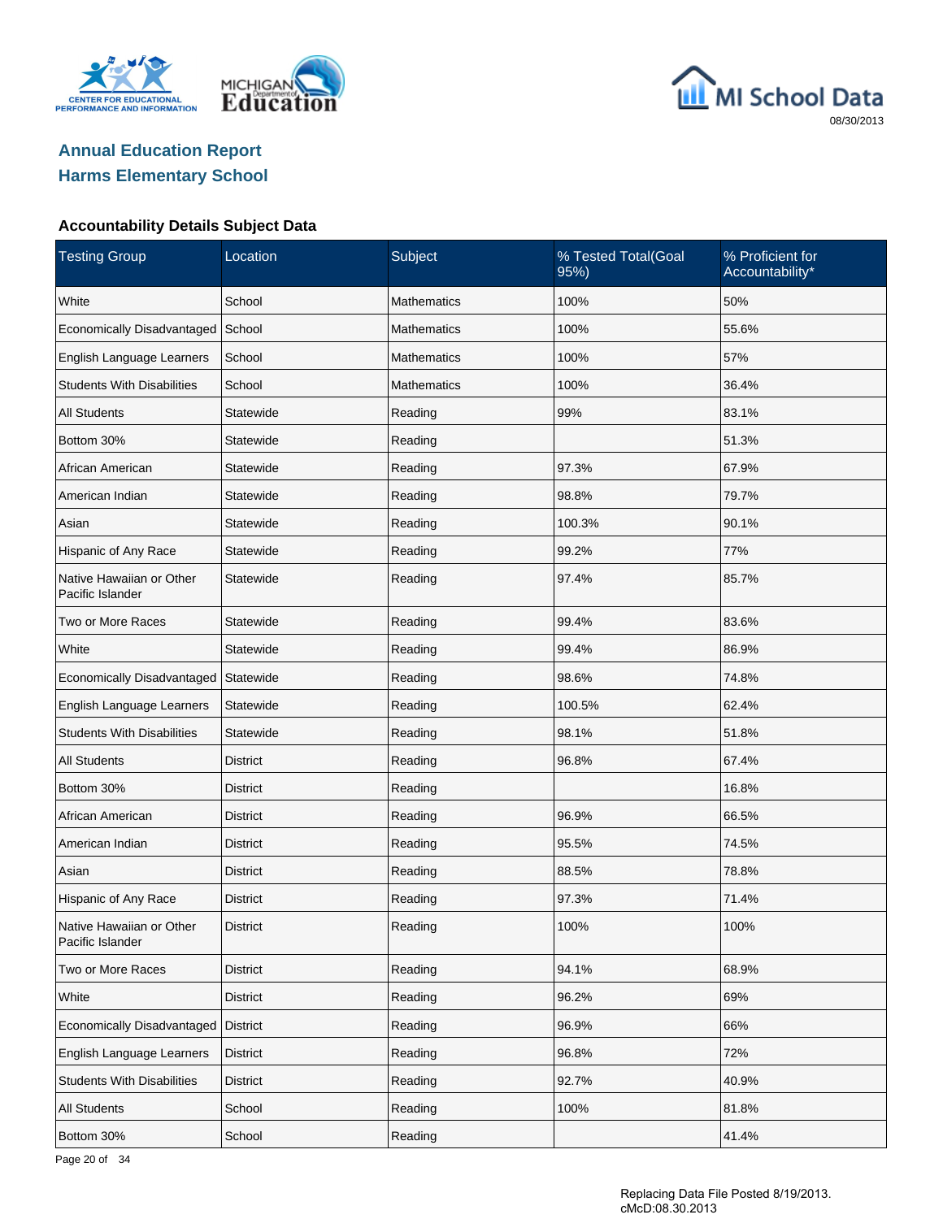## Annual Education Report
## Harms Elementary School

### Accountability Details Subject Data

| Testing Group | Location | Subject | % Tested Total(Goal 95%) | % Proficient for Accountability* |
|---|---|---|---|---|
| White | School | Mathematics | 100% | 50% |
| Economically Disadvantaged | School | Mathematics | 100% | 55.6% |
| English Language Learners | School | Mathematics | 100% | 57% |
| Students With Disabilities | School | Mathematics | 100% | 36.4% |
| All Students | Statewide | Reading | 99% | 83.1% |
| Bottom 30% | Statewide | Reading | | 51.3% |
| African American | Statewide | Reading | 97.3% | 67.9% |
| American Indian | Statewide | Reading | 98.8% | 79.7% |
| Asian | Statewide | Reading | 100.3% | 90.1% |
| Hispanic of Any Race | Statewide | Reading | 99.2% | 77% |
| Native Hawaiian or Other Pacific Islander | Statewide | Reading | 97.4% | 85.7% |
| Two or More Races | Statewide | Reading | 99.4% | 83.6% |
| White | Statewide | Reading | 99.4% | 86.9% |
| Economically Disadvantaged | Statewide | Reading | 98.6% | 74.8% |
| English Language Learners | Statewide | Reading | 100.5% | 62.4% |
| Students With Disabilities | Statewide | Reading | 98.1% | 51.8% |
| All Students | District | Reading | 96.8% | 67.4% |
| Bottom 30% | District | Reading | | 16.8% |
| African American | District | Reading | 96.9% | 66.5% |
| American Indian | District | Reading | 95.5% | 74.5% |
| Asian | District | Reading | 88.5% | 78.8% |
| Hispanic of Any Race | District | Reading | 97.3% | 71.4% |
| Native Hawaiian or Other Pacific Islander | District | Reading | 100% | 100% |
| Two or More Races | District | Reading | 94.1% | 68.9% |
| White | District | Reading | 96.2% | 69% |
| Economically Disadvantaged | District | Reading | 96.9% | 66% |
| English Language Learners | District | Reading | 96.8% | 72% |
| Students With Disabilities | District | Reading | 92.7% | 40.9% |
| All Students | School | Reading | 100% | 81.8% |
| Bottom 30% | School | Reading | | 41.4% |

Replacing Data File Posted 8/19/2013.
cMcD:08.30.2013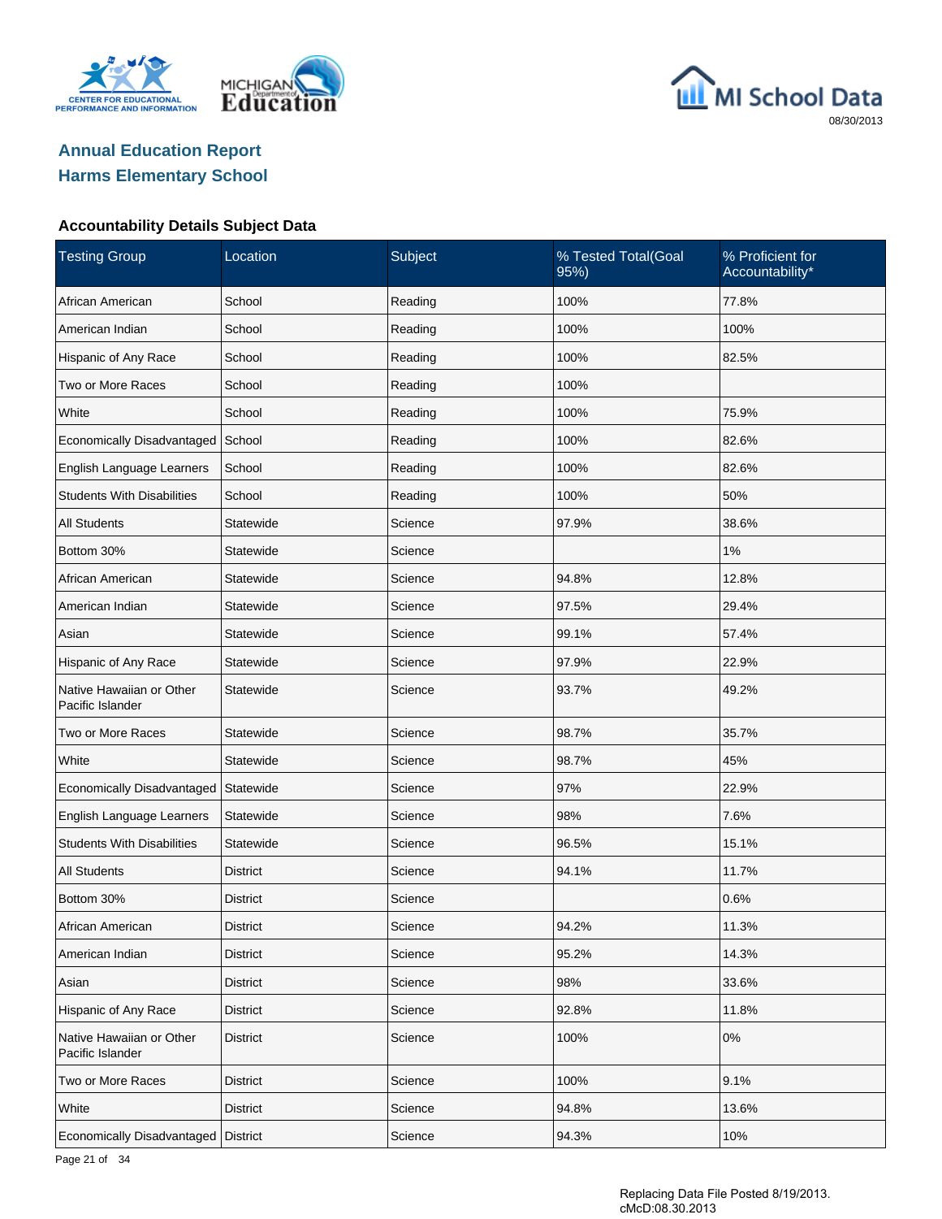## Annual Education Report
## Harms Elementary School

### Accountability Details Subject Data

| Testing Group | Location | Subject | % Tested Total(Goal 95%) | % Proficient for Accountability* |
|---|---|---|---|---|
| African American | School | Reading | 100% | 77.8% |
| American Indian | School | Reading | 100% | 100% |
| Hispanic of Any Race | School | Reading | 100% | 82.5% |
| Two or More Races | School | Reading | 100% | |
| White | School | Reading | 100% | 75.9% |
| Economically Disadvantaged | School | Reading | 100% | 82.6% |
| English Language Learners | School | Reading | 100% | 82.6% |
| Students With Disabilities | School | Reading | 100% | 50% |
| All Students | Statewide | Science | 97.9% | 38.6% |
| Bottom 30% | Statewide | Science | | 1% |
| African American | Statewide | Science | 94.8% | 12.8% |
| American Indian | Statewide | Science | 97.5% | 29.4% |
| Asian | Statewide | Science | 99.1% | 57.4% |
| Hispanic of Any Race | Statewide | Science | 97.9% | 22.9% |
| Native Hawaiian or Other Pacific Islander | Statewide | Science | 93.7% | 49.2% |
| Two or More Races | Statewide | Science | 98.7% | 35.7% |
| White | Statewide | Science | 98.7% | 45% |
| Economically Disadvantaged | Statewide | Science | 97% | 22.9% |
| English Language Learners | Statewide | Science | 98% | 7.6% |
| Students With Disabilities | Statewide | Science | 96.5% | 15.1% |
| All Students | District | Science | 94.1% | 11.7% |
| Bottom 30% | District | Science | | 0.6% |
| African American | District | Science | 94.2% | 11.3% |
| American Indian | District | Science | 95.2% | 14.3% |
| Asian | District | Science | 98% | 33.6% |
| Hispanic of Any Race | District | Science | 92.8% | 11.8% |
| Native Hawaiian or Other Pacific Islander | District | Science | 100% | 0% |
| Two or More Races | District | Science | 100% | 9.1% |
| White | District | Science | 94.8% | 13.6% |
| Economically Disadvantaged | District | Science | 94.3% | 10% |

Replacing Data File Posted 8/19/2013.
cMcD:08.30.2013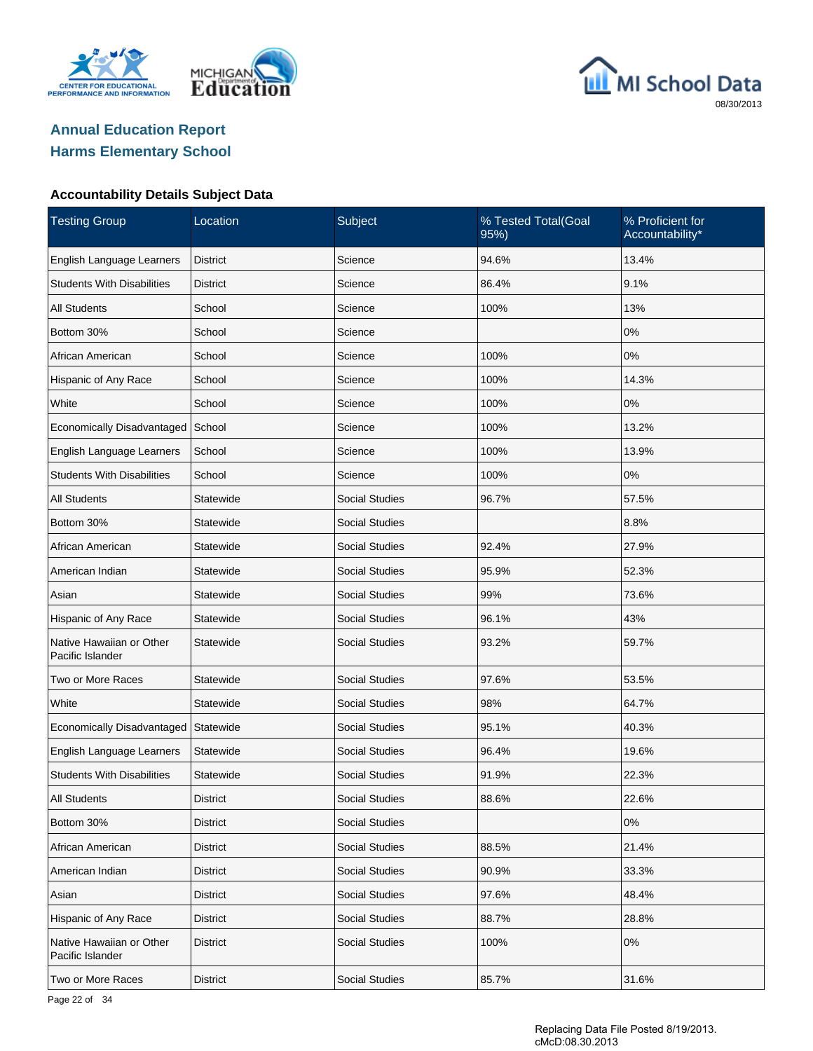## Annual Education Report
## Harms Elementary School

### Accountability Details Subject Data

| Testing Group | Location | Subject | % Tested Total(Goal 95%) | % Proficient for Accountability* |
|---|---|---|---|---|
| English Language Learners | District | Science | 94.6% | 13.4% |
| Students With Disabilities | District | Science | 86.4% | 9.1% |
| All Students | School | Science | 100% | 13% |
| Bottom 30% | School | Science | | 0% |
| African American | School | Science | 100% | 0% |
| Hispanic of Any Race | School | Science | 100% | 14.3% |
| White | School | Science | 100% | 0% |
| Economically Disadvantaged | School | Science | 100% | 13.2% |
| English Language Learners | School | Science | 100% | 13.9% |
| Students With Disabilities | School | Science | 100% | 0% |
| All Students | Statewide | Social Studies | 96.7% | 57.5% |
| Bottom 30% | Statewide | Social Studies | | 8.8% |
| African American | Statewide | Social Studies | 92.4% | 27.9% |
| American Indian | Statewide | Social Studies | 95.9% | 52.3% |
| Asian | Statewide | Social Studies | 99% | 73.6% |
| Hispanic of Any Race | Statewide | Social Studies | 96.1% | 43% |
| Native Hawaiian or Other Pacific Islander | Statewide | Social Studies | 93.2% | 59.7% |
| Two or More Races | Statewide | Social Studies | 97.6% | 53.5% |
| White | Statewide | Social Studies | 98% | 64.7% |
| Economically Disadvantaged | Statewide | Social Studies | 95.1% | 40.3% |
| English Language Learners | Statewide | Social Studies | 96.4% | 19.6% |
| Students With Disabilities | Statewide | Social Studies | 91.9% | 22.3% |
| All Students | District | Social Studies | 88.6% | 22.6% |
| Bottom 30% | District | Social Studies | | 0% |
| African American | District | Social Studies | 88.5% | 21.4% |
| American Indian | District | Social Studies | 90.9% | 33.3% |
| Asian | District | Social Studies | 97.6% | 48.4% |
| Hispanic of Any Race | District | Social Studies | 88.7% | 28.8% |
| Native Hawaiian or Other Pacific Islander | District | Social Studies | 100% | 0% |
| Two or More Races | District | Social Studies | 85.7% | 31.6% |

Replacing Data File Posted 8/19/2013.
cMcD:08.30.2013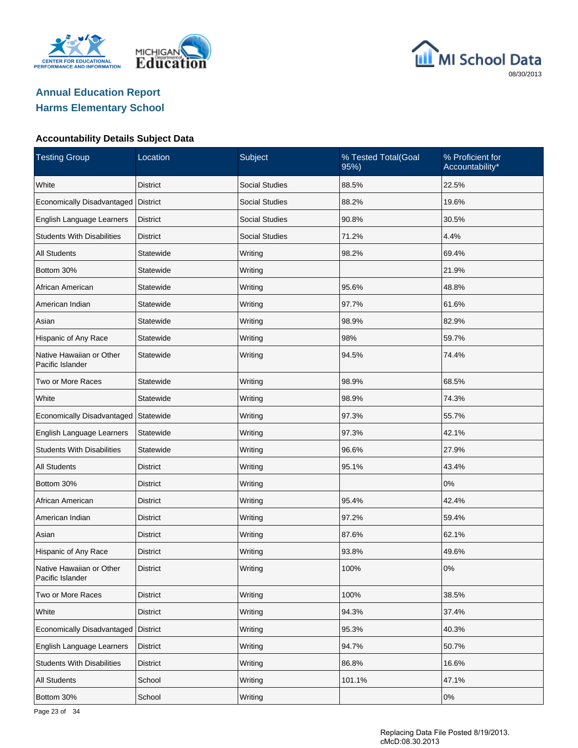## Annual Education Report
## Harms Elementary School

### Accountability Details Subject Data

| Testing Group | Location | Subject | % Tested Total(Goal 95%) | % Proficient for Accountability* |
|---|---|---|---|---|
| White | District | Social Studies | 88.5% | 22.5% |
| Economically Disadvantaged | District | Social Studies | 88.2% | 19.6% |
| English Language Learners | District | Social Studies | 90.8% | 30.5% |
| Students With Disabilities | District | Social Studies | 71.2% | 4.4% |
| All Students | Statewide | Writing | 98.2% | 69.4% |
| Bottom 30% | Statewide | Writing | | 21.9% |
| African American | Statewide | Writing | 95.6% | 48.8% |
| American Indian | Statewide | Writing | 97.7% | 61.6% |
| Asian | Statewide | Writing | 98.9% | 82.9% |
| Hispanic of Any Race | Statewide | Writing | 98% | 59.7% |
| Native Hawaiian or Other Pacific Islander | Statewide | Writing | 94.5% | 74.4% |
| Two or More Races | Statewide | Writing | 98.9% | 68.5% |
| White | Statewide | Writing | 98.9% | 74.3% |
| Economically Disadvantaged | Statewide | Writing | 97.3% | 55.7% |
| English Language Learners | Statewide | Writing | 97.3% | 42.1% |
| Students With Disabilities | Statewide | Writing | 96.6% | 27.9% |
| All Students | District | Writing | 95.1% | 43.4% |
| Bottom 30% | District | Writing | | 0% |
| African American | District | Writing | 95.4% | 42.4% |
| American Indian | District | Writing | 97.2% | 59.4% |
| Asian | District | Writing | 87.6% | 62.1% |
| Hispanic of Any Race | District | Writing | 93.8% | 49.6% |
| Native Hawaiian or Other Pacific Islander | District | Writing | 100% | 0% |
| Two or More Races | District | Writing | 100% | 38.5% |
| White | District | Writing | 94.3% | 37.4% |
| Economically Disadvantaged | District | Writing | 95.3% | 40.3% |
| English Language Learners | District | Writing | 94.7% | 50.7% |
| Students With Disabilities | District | Writing | 86.8% | 16.6% |
| All Students | School | Writing | 101.1% | 47.1% |
| Bottom 30% | School | Writing | | 0% |

Replacing Data File Posted 8/19/2013.
cMcD:08.30.2013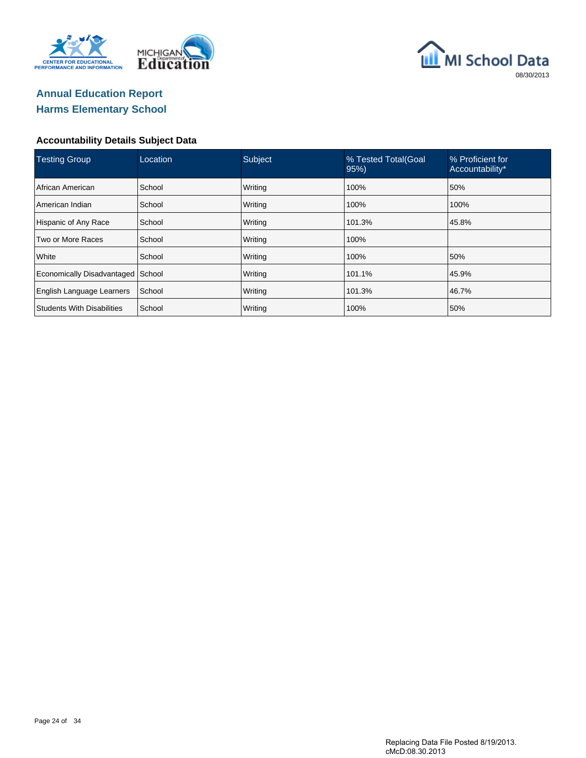# Annual Education Report

## Harms Elementary School

### Accountability Details Subject Data

| Testing Group | Location | Subject | % Tested Total(Goal 95%) | % Proficient for Accountability* |
|---|---|---|---|---|
| African American | School | Writing | 100% | 50% |
| American Indian | School | Writing | 100% | 100% |
| Hispanic of Any Race | School | Writing | 101.3% | 45.8% |
| Two or More Races | School | Writing | 100% | |
| White | School | Writing | 100% | 50% |
| Economically Disadvantaged | School | Writing | 101.1% | 45.9% |
| English Language Learners | School | Writing | 101.3% | 46.7% |
| Students With Disabilities | School | Writing | 100% | 50% |

Replacing Data File Posted 8/19/2013.
cMcD:08.30.2013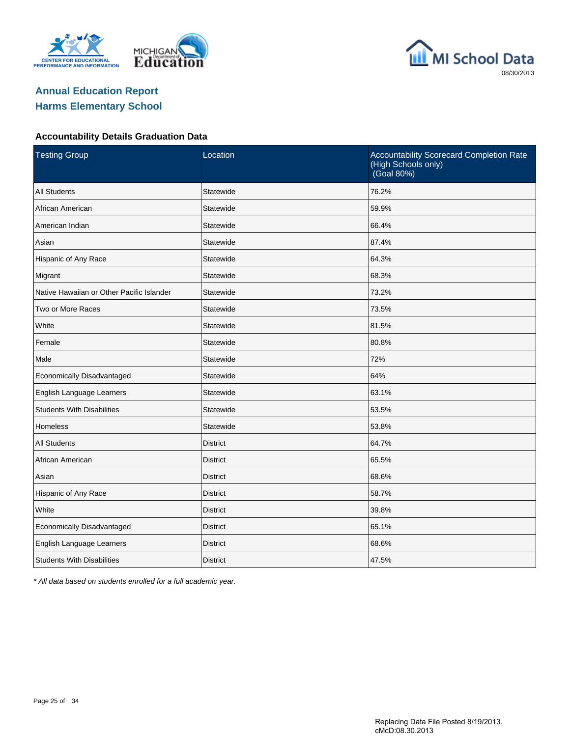# Annual Education Report

## Harms Elementary School

08/30/2013

### Accountability Details Graduation Data

| Testing Group | Location | Accountability Scorecard Completion Rate (High Schools only) (Goal 80%) |
|---|---|---|
| All Students | Statewide | 76.2% |
| African American | Statewide | 59.9% |
| American Indian | Statewide | 66.4% |
| Asian | Statewide | 87.4% |
| Hispanic of Any Race | Statewide | 64.3% |
| Migrant | Statewide | 68.3% |
| Native Hawaiian or Other Pacific Islander | Statewide | 73.2% |
| Two or More Races | Statewide | 73.5% |
| White | Statewide | 81.5% |
| Female | Statewide | 80.8% |
| Male | Statewide | 72% |
| Economically Disadvantaged | Statewide | 64% |
| English Language Learners | Statewide | 63.1% |
| Students With Disabilities | Statewide | 53.5% |
| Homeless | Statewide | 53.8% |
| All Students | District | 64.7% |
| African American | District | 65.5% |
| Asian | District | 68.6% |
| Hispanic of Any Race | District | 58.7% |
| White | District | 39.8% |
| Economically Disadvantaged | District | 65.1% |
| English Language Learners | District | 68.6% |
| Students With Disabilities | District | 47.5% |

*\* All data based on students enrolled for a full academic year.*

Replacing Data File Posted 8/19/2013.
cMcD:08.30.2013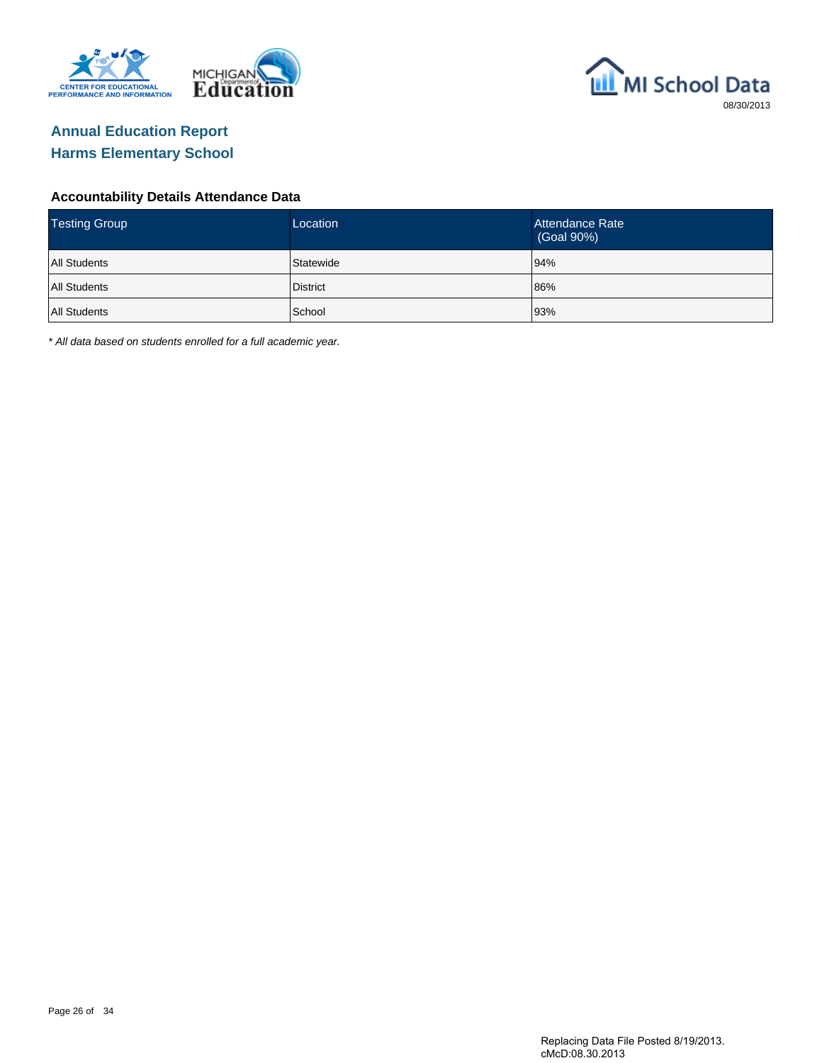# Annual Education Report

## Harms Elementary School

### Accountability Details Attendance Data

| Testing Group | Location | Attendance Rate (Goal 90%) |
|---|---|---|
| All Students | Statewide | 94% |
| All Students | District | 86% |
| All Students | School | 93% |

*\* All data based on students enrolled for a full academic year.*

Replacing Data File Posted 8/19/2013.
cMcD:08.30.2013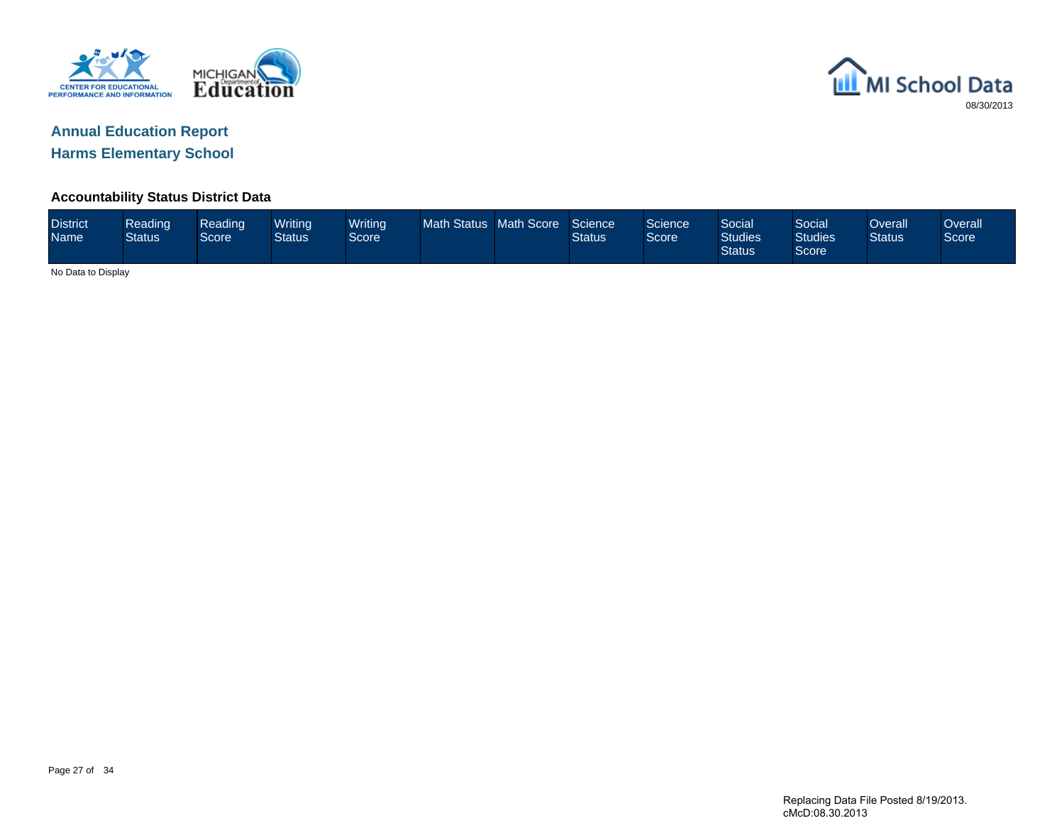# Annual Education Report

## Harms Elementary School

### Accountability Status District Data

| District Name | Reading Status | Reading Score | Writing Status | Writing Score | Math Status | Math Score | Science Status | Science Score | Social Studies Status | Social Studies Score | Overall Status | Overall Score |
|---|---|---|---|---|---|---|---|---|---|---|---|---|

No Data to Display

Replacing Data File Posted 8/19/2013.
cMcD:08.30.2013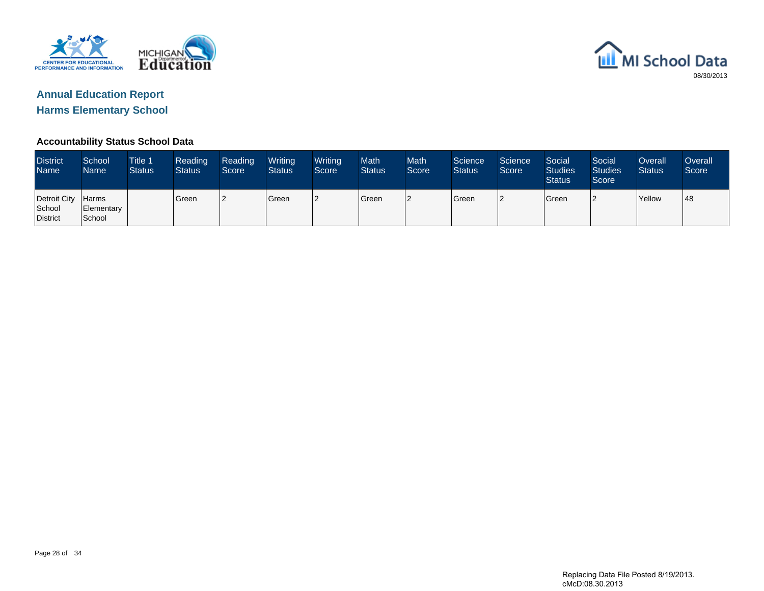# Annual Education Report

## Harms Elementary School

08/30/2013

### Accountability Status School Data

| District Name | School Name | Title 1 Status | Reading Status | Reading Score | Writing Status | Writing Score | Math Status | Math Score | Science Status | Science Score | Social Studies Status | Social Studies Score | Overall Status | Overall Score |
|---|---|---|---|---|---|---|---|---|---|---|---|---|---|---|
| Detroit City School District | Harms Elementary School | | Green | 2 | Green | 2 | Green | 2 | Green | 2 | Green | 2 | Yellow | 48 |

Replacing Data File Posted 8/19/2013.
cMcD:08.30.2013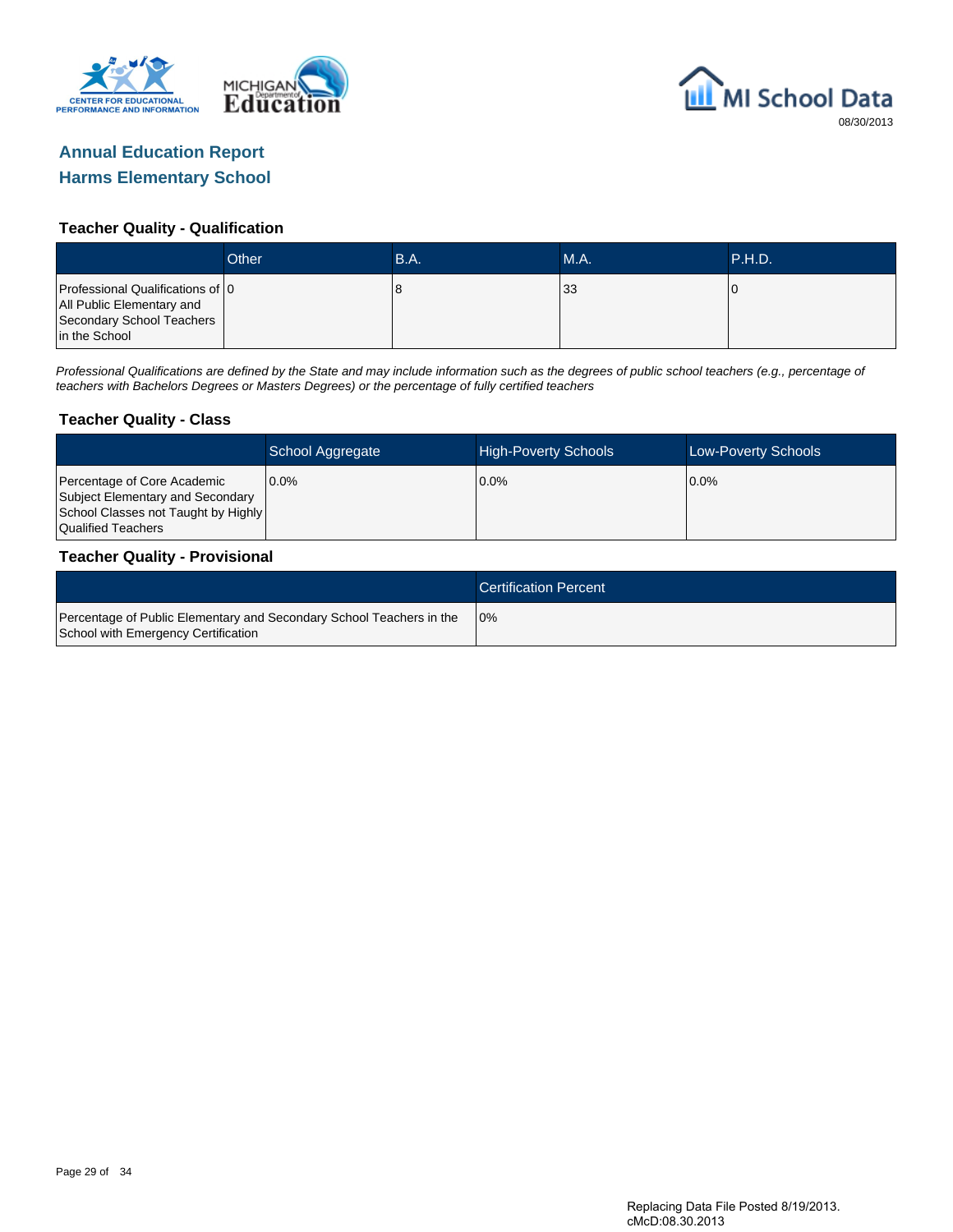# Annual Education Report

## Harms Elementary School

08/30/2013

### Teacher Quality - Qualification

| | Other | B.A. | M.A. | P.H.D. |
|---|---|---|---|---|
| Professional Qualifications of All Public Elementary and Secondary School Teachers in the School | 0 | 8 | 33 | 0 |

*Professional Qualifications are defined by the State and may include information such as the degrees of public school teachers (e.g., percentage of teachers with Bachelors Degrees or Masters Degrees) or the percentage of fully certified teachers*

### Teacher Quality - Class

| | School Aggregate | High-Poverty Schools | Low-Poverty Schools |
|---|---|---|---|
| Percentage of Core Academic Subject Elementary and Secondary School Classes not Taught by Highly Qualified Teachers | 0.0% | 0.0% | 0.0% |

### Teacher Quality - Provisional

| | Certification Percent |
|---|---|
| Percentage of Public Elementary and Secondary School Teachers in the School with Emergency Certification | 0% |

Replacing Data File Posted 8/19/2013.
cMcD:08.30.2013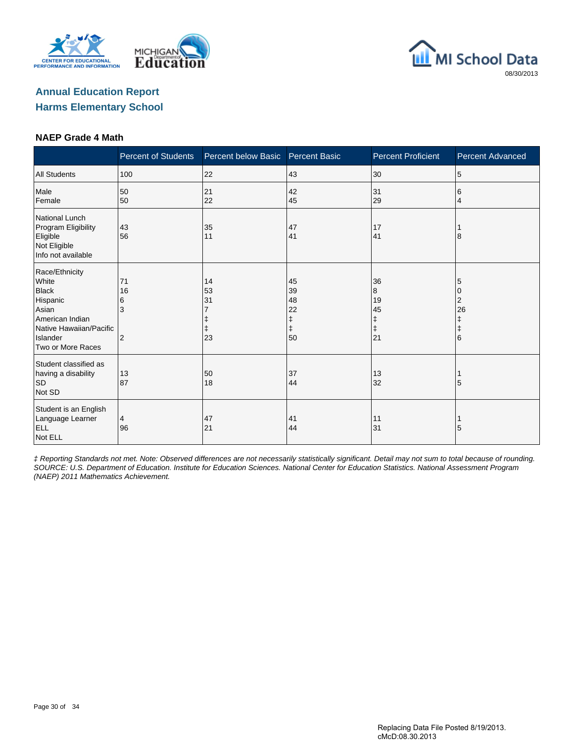## Annual Education Report
## Harms Elementary School

### NAEP Grade 4 Math

| | Percent of Students | Percent below Basic | Percent Basic | Percent Proficient | Percent Advanced |
|---|---|---|---|---|---|
| All Students | 100 | 22 | 43 | 30 | 5 |
| Male | 50 | 21 | 42 | 31 | 6 |
| Female | 50 | 22 | 45 | 29 | 4 |
| National Lunch Program Eligibility | | | | | |
| Eligible | 43 | 35 | 47 | 17 | 1 |
| Not Eligible | 56 | 11 | 41 | 41 | 8 |
| Info not available | | | | | |
| Race/Ethnicity | | | | | |
| White | 71 | 14 | 45 | 36 | 5 |
| Black | 16 | 53 | 39 | 8 | 0 |
| Hispanic | 6 | 31 | 48 | 19 | 2 |
| Asian | 3 | 7 | 22 | 45 | 26 |
| American Indian | | ‡ | ‡ | ‡ | ‡ |
| Native Hawaiian/Pacific Islander | | ‡ | ‡ | ‡ | ‡ |
| Two or More Races | 2 | 23 | 50 | 21 | 6 |
| Student classified as having a disability | | | | | |
| SD | 13 | 50 | 37 | 13 | 1 |
| Not SD | 87 | 18 | 44 | 32 | 5 |
| Student is an English Language Learner | | | | | |
| ELL | 4 | 47 | 41 | 11 | 1 |
| Not ELL | 96 | 21 | 44 | 31 | 5 |

*‡ Reporting Standards not met. Note: Observed differences are not necessarily statistically significant. Detail may not sum to total because of rounding. SOURCE: U.S. Department of Education. Institute for Education Sciences. National Center for Education Statistics. National Assessment Program (NAEP) 2011 Mathematics Achievement.*

Replacing Data File Posted 8/19/2013.
cMcD:08.30.2013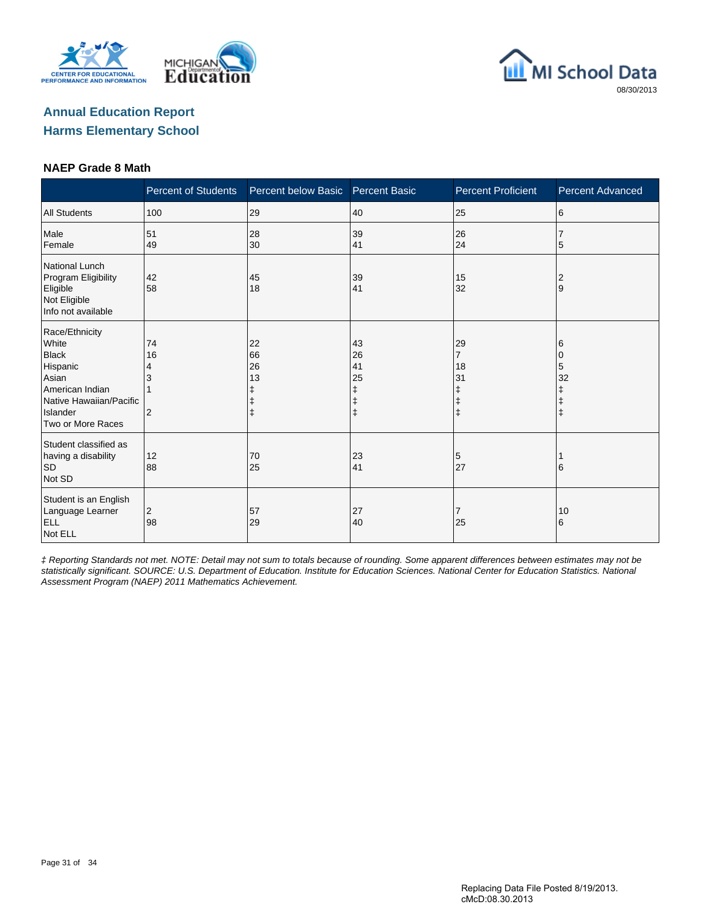# Annual Education Report

## Harms Elementary School

### NAEP Grade 8 Math

| | Percent of Students | Percent below Basic | Percent Basic | Percent Proficient | Percent Advanced |
|---|---|---|---|---|---|
| All Students | 100 | 29 | 40 | 25 | 6 |
| Male | 51 | 28 | 39 | 26 | 7 |
| Female | 49 | 30 | 41 | 24 | 5 |
| National Lunch Program Eligibility | | | | | |
| Eligible | 42 | 45 | 39 | 15 | 2 |
| Not Eligible | 58 | 18 | 41 | 32 | 9 |
| Info not available | | | | | |
| Race/Ethnicity | | | | | |
| White | 74 | 22 | 43 | 29 | 6 |
| Black | 16 | 66 | 26 | 7 | 0 |
| Hispanic | 4 | 26 | 41 | 18 | 5 |
| Asian | 3 | 13 | 25 | 31 | 32 |
| American Indian | 1 | ‡ | ‡ | ‡ | ‡ |
| Native Hawaiian/Pacific Islander | | ‡ | ‡ | ‡ | ‡ |
| Two or More Races | 2 | ‡ | ‡ | ‡ | ‡ |
| Student classified as having a disability | | | | | |
| SD | 12 | 70 | 23 | 5 | 1 |
| Not SD | 88 | 25 | 41 | 27 | 6 |
| Student is an English Language Learner | | | | | |
| ELL | 2 | 57 | 27 | 7 | 10 |
| Not ELL | 98 | 29 | 40 | 25 | 6 |

*‡ Reporting Standards not met. NOTE: Detail may not sum to totals because of rounding. Some apparent differences between estimates may not be statistically significant. SOURCE: U.S. Department of Education. Institute for Education Sciences. National Center for Education Statistics. National Assessment Program (NAEP) 2011 Mathematics Achievement.*

Replacing Data File Posted 8/19/2013.
cMcD:08.30.2013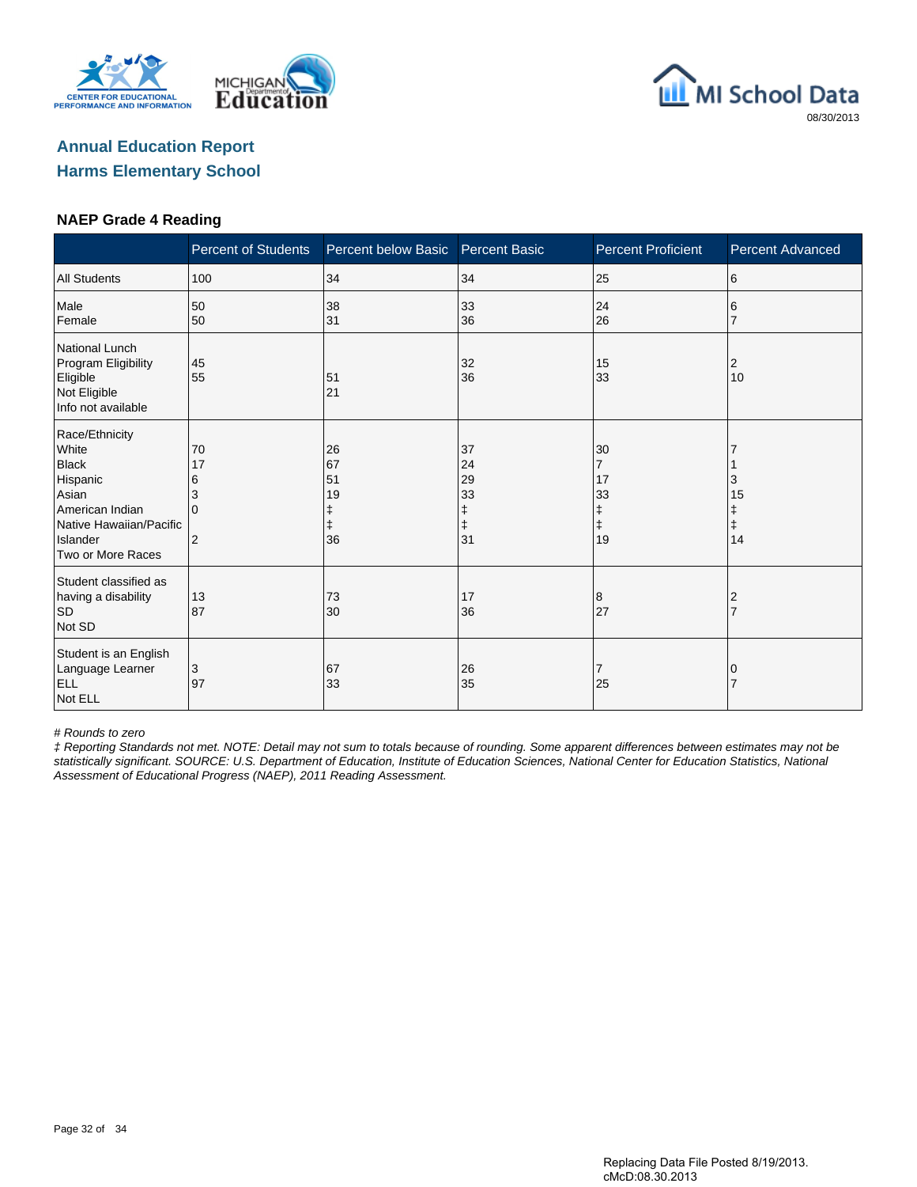## Annual Education Report
## Harms Elementary School

### NAEP Grade 4 Reading

| | Percent of Students | Percent below Basic | Percent Basic | Percent Proficient | Percent Advanced |
|---|---|---|---|---|---|
| All Students | 100 | 34 | 34 | 25 | 6 |
| Male | 50 | 38 | 33 | 24 | 6 |
| Female | 50 | 31 | 36 | 26 | 7 |
| National Lunch Program Eligibility | | | | | |
| Eligible | 45 | 51 | 32 | 15 | 2 |
| Not Eligible | 55 | 21 | 36 | 33 | 10 |
| Info not available | | | | | |
| Race/Ethnicity | | | | | |
| White | 70 | 26 | 37 | 30 | 7 |
| Black | 17 | 67 | 24 | 7 | 1 |
| Hispanic | 6 | 51 | 29 | 17 | 3 |
| Asian | 3 | 19 | 33 | 33 | 15 |
| American Indian | 0 | ‡ | ‡ | ‡ | ‡ |
| Native Hawaiian/Pacific Islander | | ‡ | ‡ | ‡ | ‡ |
| Two or More Races | 2 | 36 | 31 | 19 | 14 |
| Student classified as having a disability | | | | | |
| SD | 13 | 73 | 17 | 8 | 2 |
| Not SD | 87 | 30 | 36 | 27 | 7 |
| Student is an English Language Learner | | | | | |
| ELL | 3 | 67 | 26 | 7 | 0 |
| Not ELL | 97 | 33 | 35 | 25 | 7 |

*# Rounds to zero*

*‡ Reporting Standards not met. NOTE: Detail may not sum to totals because of rounding. Some apparent differences between estimates may not be statistically significant. SOURCE: U.S. Department of Education, Institute of Education Sciences, National Center for Education Statistics, National Assessment of Educational Progress (NAEP), 2011 Reading Assessment.*

Replacing Data File Posted 8/19/2013.
cMcD:08.30.2013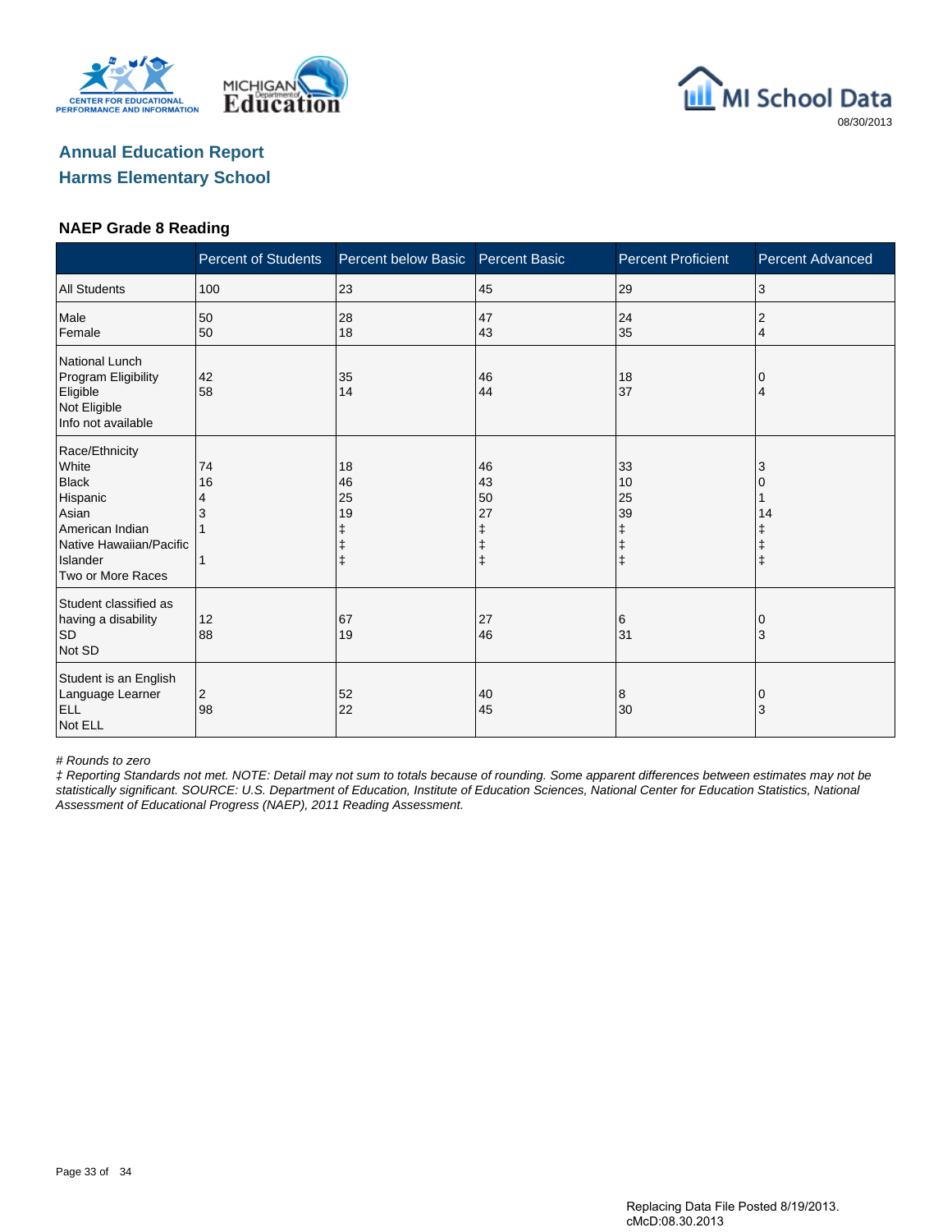MI School Data

08/30/2013

## Annual Education Report
## Harms Elementary School

### NAEP Grade 8 Reading

| | Percent of Students | Percent below Basic | Percent Basic | Percent Proficient | Percent Advanced |
|---|---|---|---|---|---|
| All Students | 100 | 23 | 45 | 29 | 3 |
| Male | 50 | 28 | 47 | 24 | 2 |
| Female | 50 | 18 | 43 | 35 | 4 |
| National Lunch Program Eligibility | | | | | |
| Eligible | 42 | 35 | 46 | 18 | 0 |
| Not Eligible | 58 | 14 | 44 | 37 | 4 |
| Info not available | | | | | |
| Race/Ethnicity | | | | | |
| White | 74 | 18 | 46 | 33 | 3 |
| Black | 16 | 46 | 43 | 10 | 0 |
| Hispanic | 4 | 25 | 50 | 25 | 1 |
| Asian | 3 | 19 | 27 | 39 | 14 |
| American Indian | 1 | ‡ | ‡ | ‡ | ‡ |
| Native Hawaiian/Pacific Islander | | ‡ | ‡ | ‡ | ‡ |
| Two or More Races | 1 | ‡ | ‡ | ‡ | ‡ |
| Student classified as having a disability | | | | | |
| SD | 12 | 67 | 27 | 6 | 0 |
| Not SD | 88 | 19 | 46 | 31 | 3 |
| Student is an English Language Learner | | | | | |
| ELL | 2 | 52 | 40 | 8 | 0 |
| Not ELL | 98 | 22 | 45 | 30 | 3 |

*# Rounds to zero*

*‡ Reporting Standards not met. NOTE: Detail may not sum to totals because of rounding. Some apparent differences between estimates may not be statistically significant. SOURCE: U.S. Department of Education, Institute of Education Sciences, National Center for Education Statistics, National Assessment of Educational Progress (NAEP), 2011 Reading Assessment.*

Replacing Data File Posted 8/19/2013.
cMcD:08.30.2013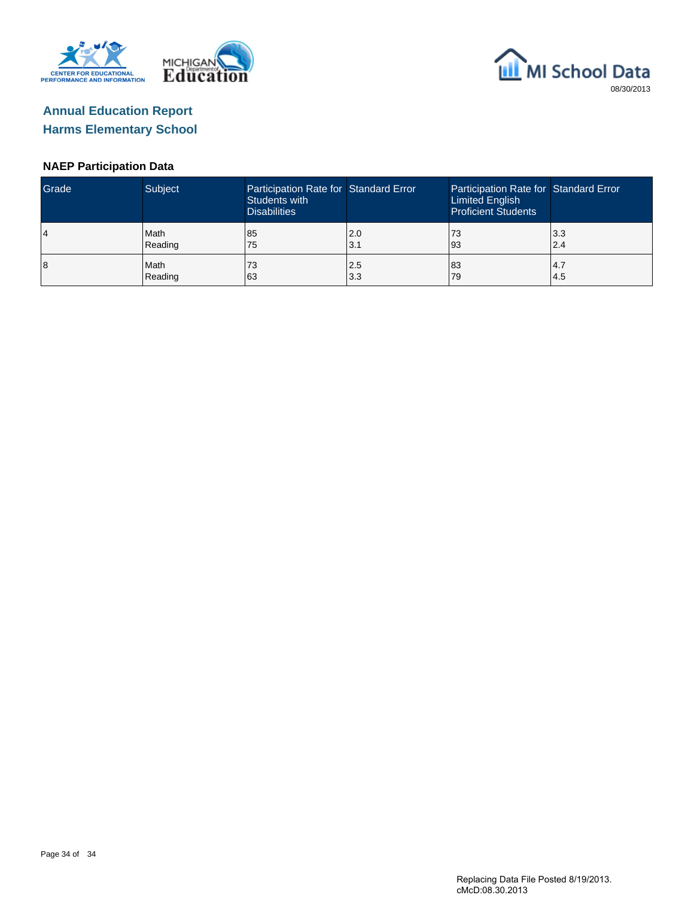# Annual Education Report
## Harms Elementary School

### NAEP Participation Data

| Grade | Subject | Participation Rate for Students with Disabilities | Standard Error | Participation Rate for Limited English Proficient Students | Standard Error |
|---|---|---|---|---|---|
| 4 | Math<br>Reading | 85<br>75 | 2.0<br>3.1 | 73<br>93 | 3.3<br>2.4 |
| 8 | Math<br>Reading | 73<br>63 | 2.5<br>3.3 | 83<br>79 | 4.7<br>4.5 |

Replacing Data File Posted 8/19/2013.
cMcD:08.30.2013